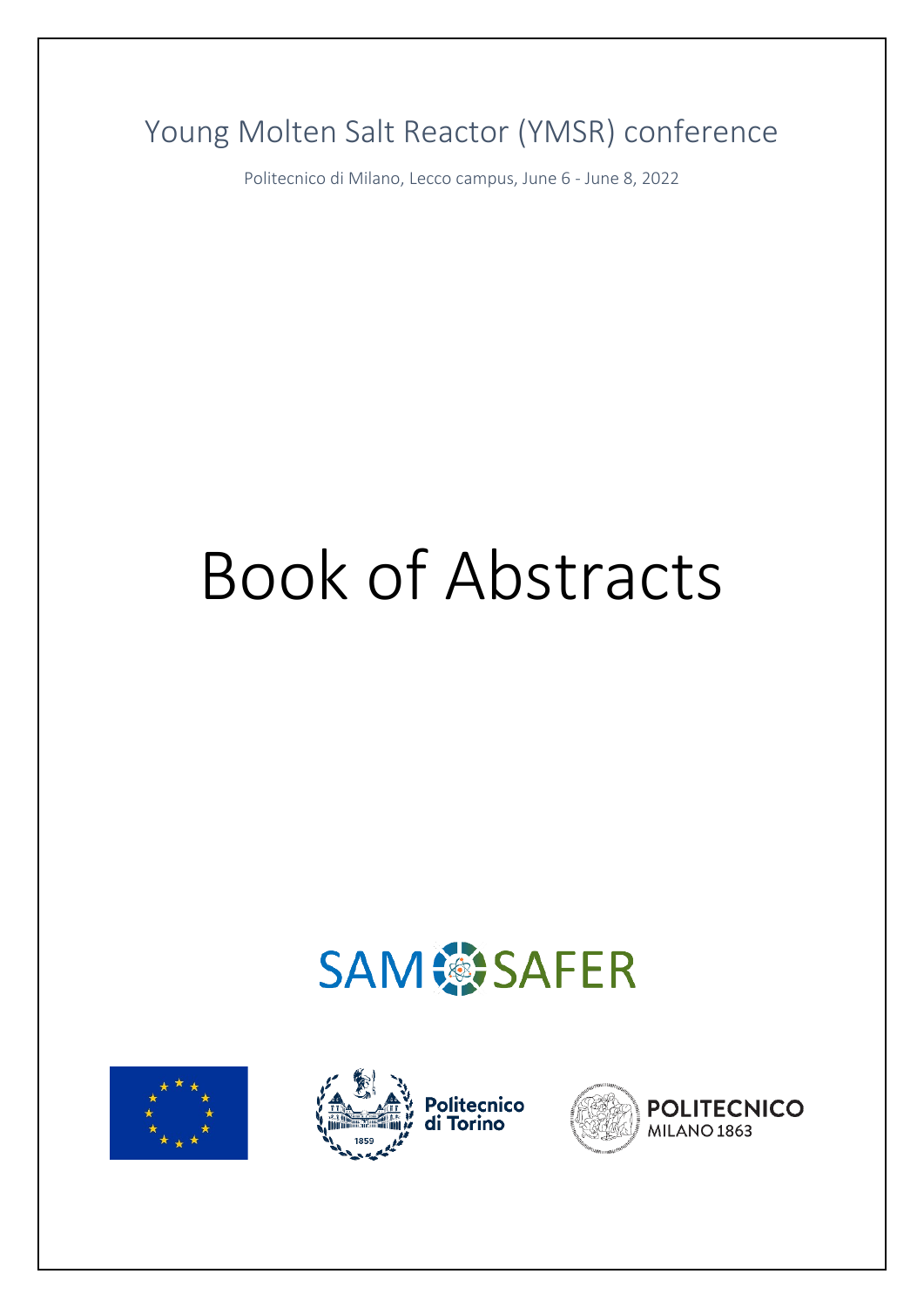Young Molten Salt Reactor (YMSR) conference

Politecnico di Milano, Lecco campus, June 6 - June 8, 2022

# Book of Abstracts

SAMOSAFER

Politecnico di Torino

POLITECNICO MILANO 1863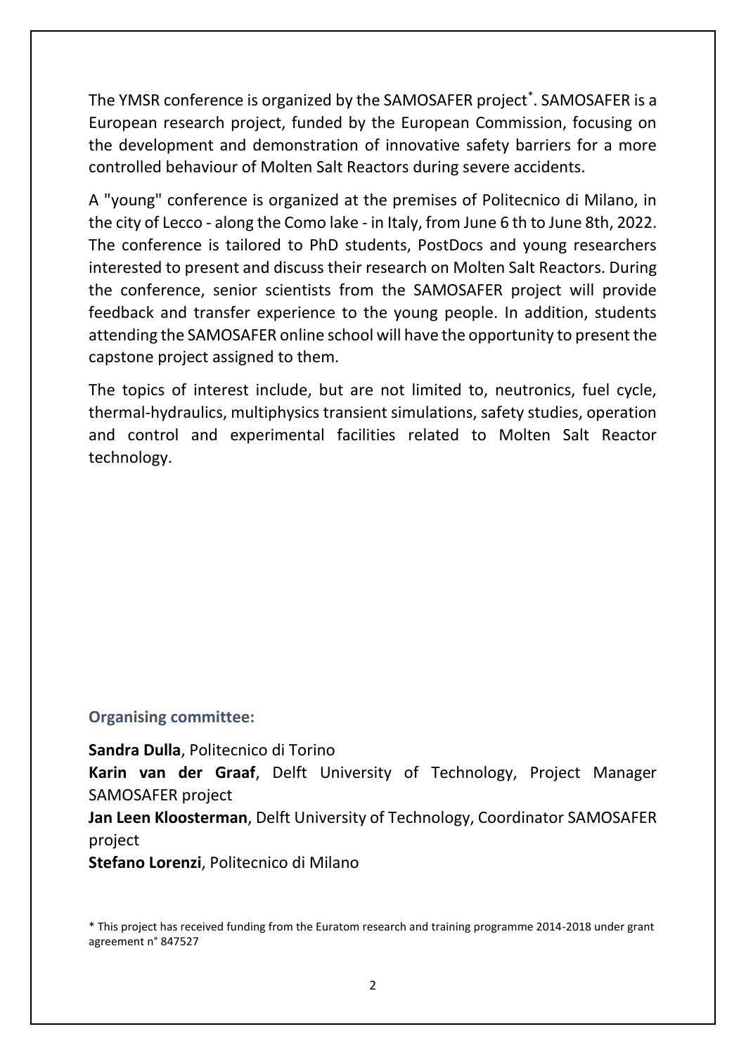The YMSR conference is organized by the SAMOSAFER project*. SAMOSAFER is a European research project, funded by the European Commission, focusing on the development and demonstration of innovative safety barriers for a more controlled behaviour of Molten Salt Reactors during severe accidents.

A "young" conference is organized at the premises of Politecnico di Milano, in the city of Lecco - along the Como lake - in Italy, from June 6 th to June 8th, 2022. The conference is tailored to PhD students, PostDocs and young researchers interested to present and discuss their research on Molten Salt Reactors. During the conference, senior scientists from the SAMOSAFER project will provide feedback and transfer experience to the young people. In addition, students attending the SAMOSAFER online school will have the opportunity to present the capstone project assigned to them.

The topics of interest include, but are not limited to, neutronics, fuel cycle, thermal-hydraulics, multiphysics transient simulations, safety studies, operation and control and experimental facilities related to Molten Salt Reactor technology.

### Organising committee:

**Sandra Dulla**, Politecnico di Torino
**Karin van der Graaf**, Delft University of Technology, Project Manager SAMOSAFER project
**Jan Leen Kloosterman**, Delft University of Technology, Coordinator SAMOSAFER project
**Stefano Lorenzi**, Politecnico di Milano

* This project has received funding from the Euratom research and training programme 2014-2018 under grant agreement n° 847527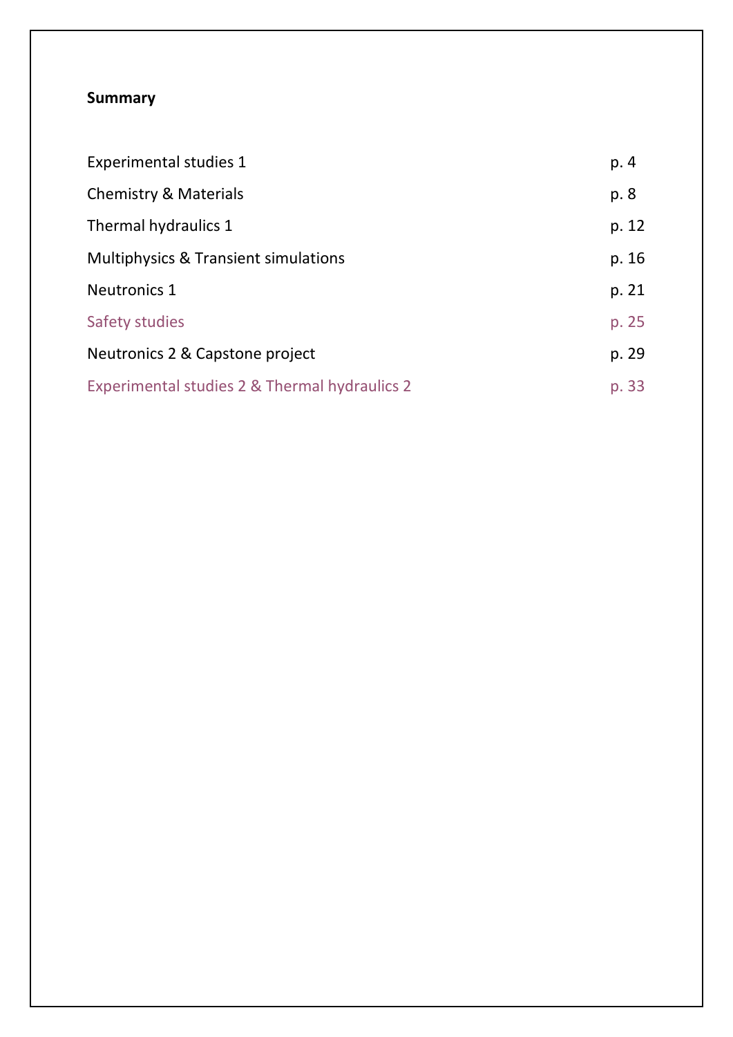**Summary**

| | |
|---|---|
| Experimental studies 1 | p. 4 |
| Chemistry & Materials | p. 8 |
| Thermal hydraulics 1 | p. 12 |
| Multiphysics & Transient simulations | p. 16 |
| Neutronics 1 | p. 21 |
| Safety studies | p. 25 |
| Neutronics 2 & Capstone project | p. 29 |
| Experimental studies 2 & Thermal hydraulics 2 | p. 33 |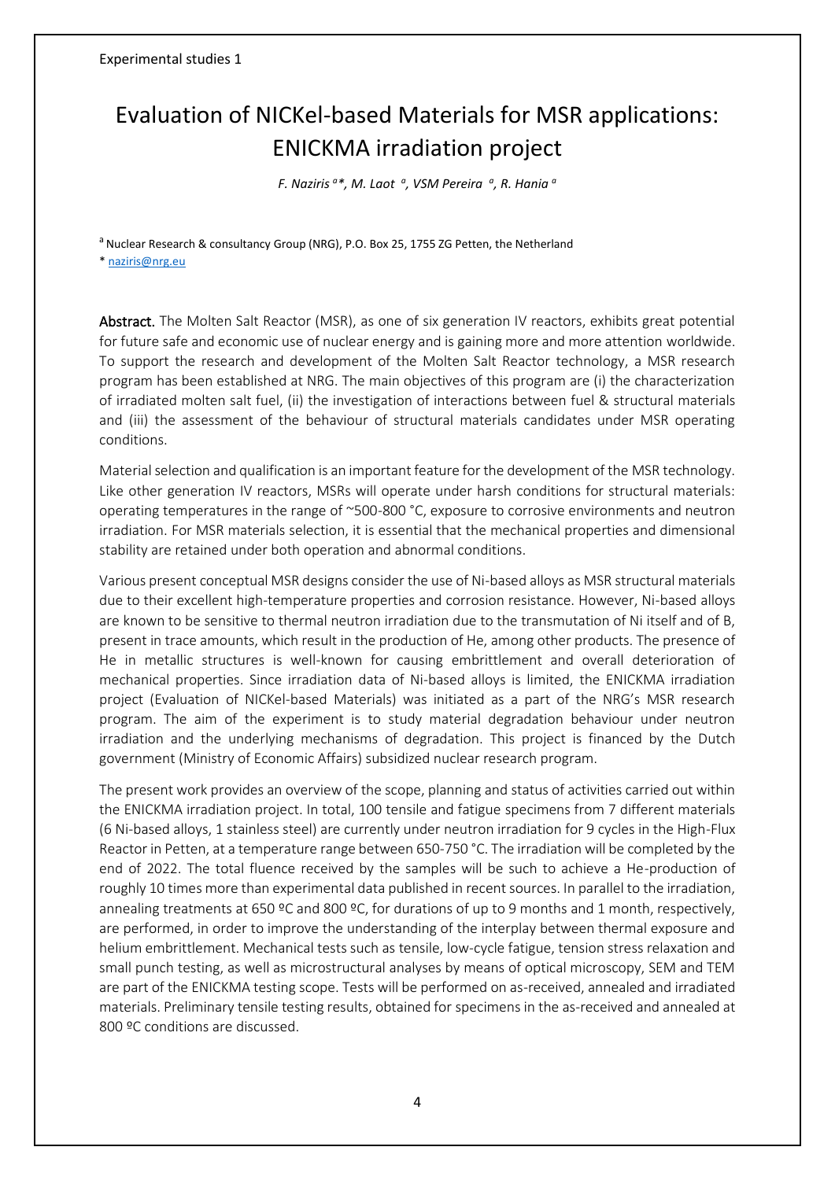Experimental studies 1

# Evaluation of NICKel-based Materials for MSR applications: ENICKMA irradiation project

*F. Naziris [a]\*, M. Laot [a], VSM Pereira [a], R. Hania [a]*

[a] Nuclear Research & consultancy Group (NRG), P.O. Box 25, 1755 ZG Petten, the Netherland

\* naziris@nrg.eu

**Abstract.** The Molten Salt Reactor (MSR), as one of six generation IV reactors, exhibits great potential for future safe and economic use of nuclear energy and is gaining more and more attention worldwide. To support the research and development of the Molten Salt Reactor technology, a MSR research program has been established at NRG. The main objectives of this program are (i) the characterization of irradiated molten salt fuel, (ii) the investigation of interactions between fuel & structural materials and (iii) the assessment of the behaviour of structural materials candidates under MSR operating conditions.

Material selection and qualification is an important feature for the development of the MSR technology. Like other generation IV reactors, MSRs will operate under harsh conditions for structural materials: operating temperatures in the range of ~500-800 °C, exposure to corrosive environments and neutron irradiation. For MSR materials selection, it is essential that the mechanical properties and dimensional stability are retained under both operation and abnormal conditions.

Various present conceptual MSR designs consider the use of Ni-based alloys as MSR structural materials due to their excellent high-temperature properties and corrosion resistance. However, Ni-based alloys are known to be sensitive to thermal neutron irradiation due to the transmutation of Ni itself and of B, present in trace amounts, which result in the production of He, among other products. The presence of He in metallic structures is well-known for causing embrittlement and overall deterioration of mechanical properties. Since irradiation data of Ni-based alloys is limited, the ENICKMA irradiation project (Evaluation of NICKel-based Materials) was initiated as a part of the NRG's MSR research program. The aim of the experiment is to study material degradation behaviour under neutron irradiation and the underlying mechanisms of degradation. This project is financed by the Dutch government (Ministry of Economic Affairs) subsidized nuclear research program.

The present work provides an overview of the scope, planning and status of activities carried out within the ENICKMA irradiation project. In total, 100 tensile and fatigue specimens from 7 different materials (6 Ni-based alloys, 1 stainless steel) are currently under neutron irradiation for 9 cycles in the High-Flux Reactor in Petten, at a temperature range between 650-750 °C. The irradiation will be completed by the end of 2022. The total fluence received by the samples will be such to achieve a He-production of roughly 10 times more than experimental data published in recent sources. In parallel to the irradiation, annealing treatments at 650 ºC and 800 ºC, for durations of up to 9 months and 1 month, respectively, are performed, in order to improve the understanding of the interplay between thermal exposure and helium embrittlement. Mechanical tests such as tensile, low-cycle fatigue, tension stress relaxation and small punch testing, as well as microstructural analyses by means of optical microscopy, SEM and TEM are part of the ENICKMA testing scope. Tests will be performed on as-received, annealed and irradiated materials. Preliminary tensile testing results, obtained for specimens in the as-received and annealed at 800 ºC conditions are discussed.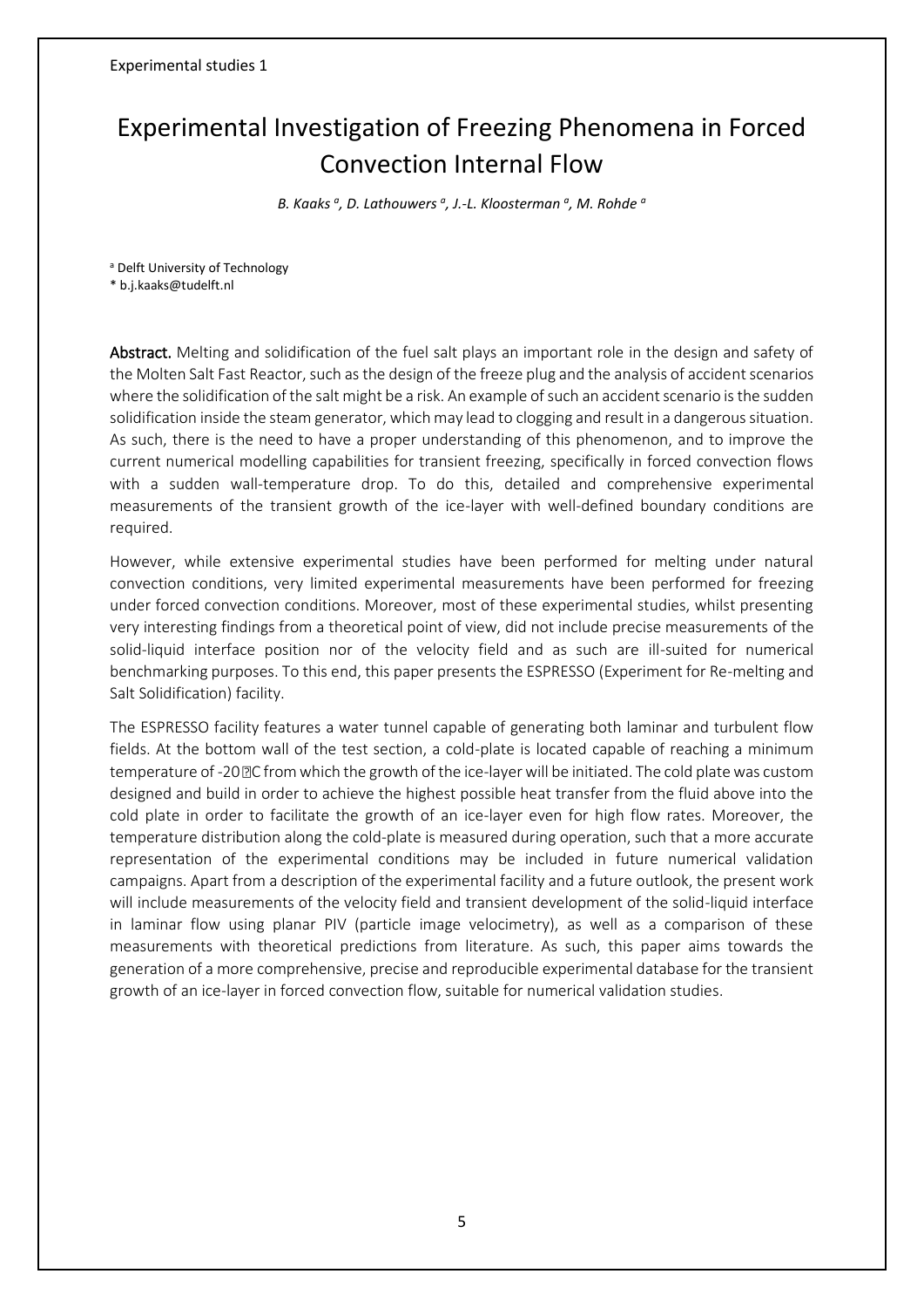Experimental studies 1

# Experimental Investigation of Freezing Phenomena in Forced Convection Internal Flow

*B. Kaaks [a], D. Lathouwers [a], J.-L. Kloosterman [a], M. Rohde [a]*

[a] Delft University of Technology
\* b.j.kaaks@tudelft.nl

**Abstract.** Melting and solidification of the fuel salt plays an important role in the design and safety of the Molten Salt Fast Reactor, such as the design of the freeze plug and the analysis of accident scenarios where the solidification of the salt might be a risk. An example of such an accident scenario is the sudden solidification inside the steam generator, which may lead to clogging and result in a dangerous situation. As such, there is the need to have a proper understanding of this phenomenon, and to improve the current numerical modelling capabilities for transient freezing, specifically in forced convection flows with a sudden wall-temperature drop. To do this, detailed and comprehensive experimental measurements of the transient growth of the ice-layer with well-defined boundary conditions are required.

However, while extensive experimental studies have been performed for melting under natural convection conditions, very limited experimental measurements have been performed for freezing under forced convection conditions. Moreover, most of these experimental studies, whilst presenting very interesting findings from a theoretical point of view, did not include precise measurements of the solid-liquid interface position nor of the velocity field and as such are ill-suited for numerical benchmarking purposes. To this end, this paper presents the ESPRESSO (Experiment for Re-melting and Salt Solidification) facility.

The ESPRESSO facility features a water tunnel capable of generating both laminar and turbulent flow fields. At the bottom wall of the test section, a cold-plate is located capable of reaching a minimum temperature of -20 °C from which the growth of the ice-layer will be initiated. The cold plate was custom designed and build in order to achieve the highest possible heat transfer from the fluid above into the cold plate in order to facilitate the growth of an ice-layer even for high flow rates. Moreover, the temperature distribution along the cold-plate is measured during operation, such that a more accurate representation of the experimental conditions may be included in future numerical validation campaigns. Apart from a description of the experimental facility and a future outlook, the present work will include measurements of the velocity field and transient development of the solid-liquid interface in laminar flow using planar PIV (particle image velocimetry), as well as a comparison of these measurements with theoretical predictions from literature. As such, this paper aims towards the generation of a more comprehensive, precise and reproducible experimental database for the transient growth of an ice-layer in forced convection flow, suitable for numerical validation studies.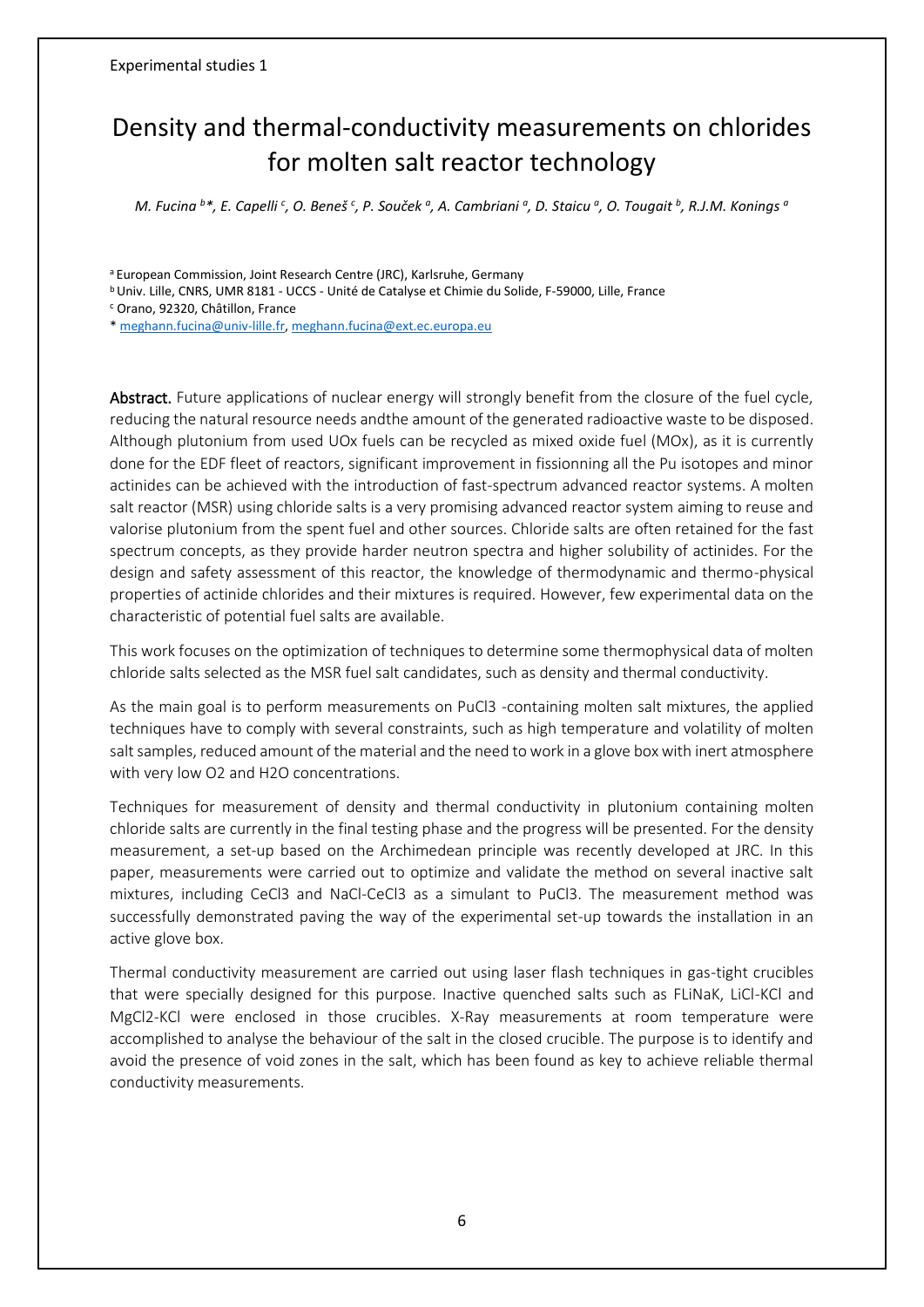Experimental studies 1

# Density and thermal-conductivity measurements on chlorides for molten salt reactor technology

*M. Fucina [b]\*, E. Capelli [c], O. Beneš [c], P. Souček [a], A. Cambriani [a], D. Staicu [a], O. Tougait [b], R.J.M. Konings [a]*

[a] European Commission, Joint Research Centre (JRC), Karlsruhe, Germany

[b] Univ. Lille, CNRS, UMR 8181 - UCCS - Unité de Catalyse et Chimie du Solide, F-59000, Lille, France

[c] Orano, 92320, Châtillon, France

\* meghann.fucina@univ-lille.fr, meghann.fucina@ext.ec.europa.eu

**Abstract.** Future applications of nuclear energy will strongly benefit from the closure of the fuel cycle, reducing the natural resource needs andthe amount of the generated radioactive waste to be disposed. Although plutonium from used UOx fuels can be recycled as mixed oxide fuel (MOx), as it is currently done for the EDF fleet of reactors, significant improvement in fissionning all the Pu isotopes and minor actinides can be achieved with the introduction of fast-spectrum advanced reactor systems. A molten salt reactor (MSR) using chloride salts is a very promising advanced reactor system aiming to reuse and valorise plutonium from the spent fuel and other sources. Chloride salts are often retained for the fast spectrum concepts, as they provide harder neutron spectra and higher solubility of actinides. For the design and safety assessment of this reactor, the knowledge of thermodynamic and thermo-physical properties of actinide chlorides and their mixtures is required. However, few experimental data on the characteristic of potential fuel salts are available.

This work focuses on the optimization of techniques to determine some thermophysical data of molten chloride salts selected as the MSR fuel salt candidates, such as density and thermal conductivity.

As the main goal is to perform measurements on $PuCl_3$ -containing molten salt mixtures, the applied techniques have to comply with several constraints, such as high temperature and volatility of molten salt samples, reduced amount of the material and the need to work in a glove box with inert atmosphere with very low $O_2$ and $H_2O$ concentrations.

Techniques for measurement of density and thermal conductivity in plutonium containing molten chloride salts are currently in the final testing phase and the progress will be presented. For the density measurement, a set-up based on the Archimedean principle was recently developed at JRC. In this paper, measurements were carried out to optimize and validate the method on several inactive salt mixtures, including $CeCl_3$ and NaCl-$CeCl_3$ as a simulant to $PuCl_3$. The measurement method was successfully demonstrated paving the way of the experimental set-up towards the installation in an active glove box.

Thermal conductivity measurement are carried out using laser flash techniques in gas-tight crucibles that were specially designed for this purpose. Inactive quenched salts such as FLiNaK, LiCl-KCl and $MgCl_2$-KCl were enclosed in those crucibles. X-Ray measurements at room temperature were accomplished to analyse the behaviour of the salt in the closed crucible. The purpose is to identify and avoid the presence of void zones in the salt, which has been found as key to achieve reliable thermal conductivity measurements.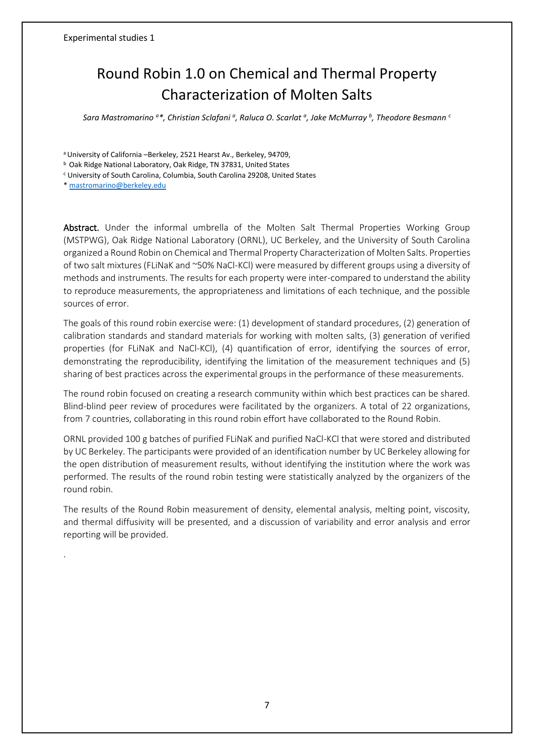Experimental studies 1

# Round Robin 1.0 on Chemical and Thermal Property Characterization of Molten Salts

*Sara Mastromarino [a]\*, Christian Sclafani [a], Raluca O. Scarlat [a], Jake McMurray [b], Theodore Besmann [c]*

[a] University of California –Berkeley, 2521 Hearst Av., Berkeley, 94709,
[b] Oak Ridge National Laboratory, Oak Ridge, TN 37831, United States
[c] University of South Carolina, Columbia, South Carolina 29208, United States
\* mastromarino@berkeley.edu

**Abstract.** Under the informal umbrella of the Molten Salt Thermal Properties Working Group (MSTPWG), Oak Ridge National Laboratory (ORNL), UC Berkeley, and the University of South Carolina organized a Round Robin on Chemical and Thermal Property Characterization of Molten Salts. Properties of two salt mixtures (FLiNaK and ~50% NaCl-KCl) were measured by different groups using a diversity of methods and instruments. The results for each property were inter-compared to understand the ability to reproduce measurements, the appropriateness and limitations of each technique, and the possible sources of error.

The goals of this round robin exercise were: (1) development of standard procedures, (2) generation of calibration standards and standard materials for working with molten salts, (3) generation of verified properties (for FLiNaK and NaCl-KCl), (4) quantification of error, identifying the sources of error, demonstrating the reproducibility, identifying the limitation of the measurement techniques and (5) sharing of best practices across the experimental groups in the performance of these measurements.

The round robin focused on creating a research community within which best practices can be shared. Blind-blind peer review of procedures were facilitated by the organizers. A total of 22 organizations, from 7 countries, collaborating in this round robin effort have collaborated to the Round Robin.

ORNL provided 100 g batches of purified FLiNaK and purified NaCl-KCl that were stored and distributed by UC Berkeley. The participants were provided of an identification number by UC Berkeley allowing for the open distribution of measurement results, without identifying the institution where the work was performed. The results of the round robin testing were statistically analyzed by the organizers of the round robin.

The results of the Round Robin measurement of density, elemental analysis, melting point, viscosity, and thermal diffusivity will be presented, and a discussion of variability and error analysis and error reporting will be provided.

.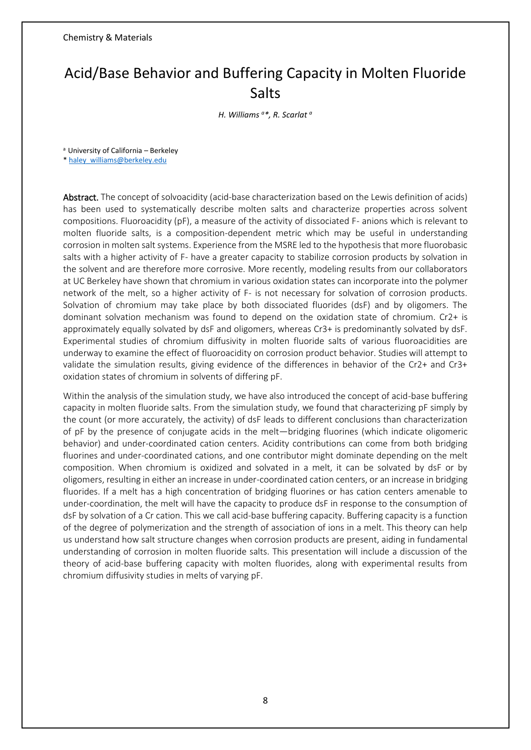Chemistry & Materials

# Acid/Base Behavior and Buffering Capacity in Molten Fluoride Salts

*H. Williams [a]\*, R. Scarlat [a]*

[a] University of California – Berkeley

\* haley_williams@berkeley.edu

**Abstract.** The concept of solvoacidity (acid-base characterization based on the Lewis definition of acids) has been used to systematically describe molten salts and characterize properties across solvent compositions. Fluoroacidity (pF), a measure of the activity of dissociated $F^-$ anions which is relevant to molten fluoride salts, is a composition-dependent metric which may be useful in understanding corrosion in molten salt systems. Experience from the MSRE led to the hypothesis that more fluorobasic salts with a higher activity of $F^-$ have a greater capacity to stabilize corrosion products by solvation in the solvent and are therefore more corrosive. More recently, modeling results from our collaborators at UC Berkeley have shown that chromium in various oxidation states can incorporate into the polymer network of the melt, so a higher activity of $F^-$ is not necessary for solvation of corrosion products. Solvation of chromium may take place by both dissociated fluorides (dsF) and by oligomers. The dominant solvation mechanism was found to depend on the oxidation state of chromium. $Cr^{2+}$ is approximately equally solvated by dsF and oligomers, whereas $Cr^{3+}$ is predominantly solvated by dsF. Experimental studies of chromium diffusivity in molten fluoride salts of various fluoroacidities are underway to examine the effect of fluoroacidity on corrosion product behavior. Studies will attempt to validate the simulation results, giving evidence of the differences in behavior of the $Cr^{2+}$ and $Cr^{3+}$ oxidation states of chromium in solvents of differing pF.

Within the analysis of the simulation study, we have also introduced the concept of acid-base buffering capacity in molten fluoride salts. From the simulation study, we found that characterizing pF simply by the count (or more accurately, the activity) of dsF leads to different conclusions than characterization of pF by the presence of conjugate acids in the melt—bridging fluorines (which indicate oligomeric behavior) and under-coordinated cation centers. Acidity contributions can come from both bridging fluorines and under-coordinated cations, and one contributor might dominate depending on the melt composition. When chromium is oxidized and solvated in a melt, it can be solvated by dsF or by oligomers, resulting in either an increase in under-coordinated cation centers, or an increase in bridging fluorides. If a melt has a high concentration of bridging fluorines or has cation centers amenable to under-coordination, the melt will have the capacity to produce dsF in response to the consumption of dsF by solvation of a Cr cation. This we call acid-base buffering capacity. Buffering capacity is a function of the degree of polymerization and the strength of association of ions in a melt. This theory can help us understand how salt structure changes when corrosion products are present, aiding in fundamental understanding of corrosion in molten fluoride salts. This presentation will include a discussion of the theory of acid-base buffering capacity with molten fluorides, along with experimental results from chromium diffusivity studies in melts of varying pF.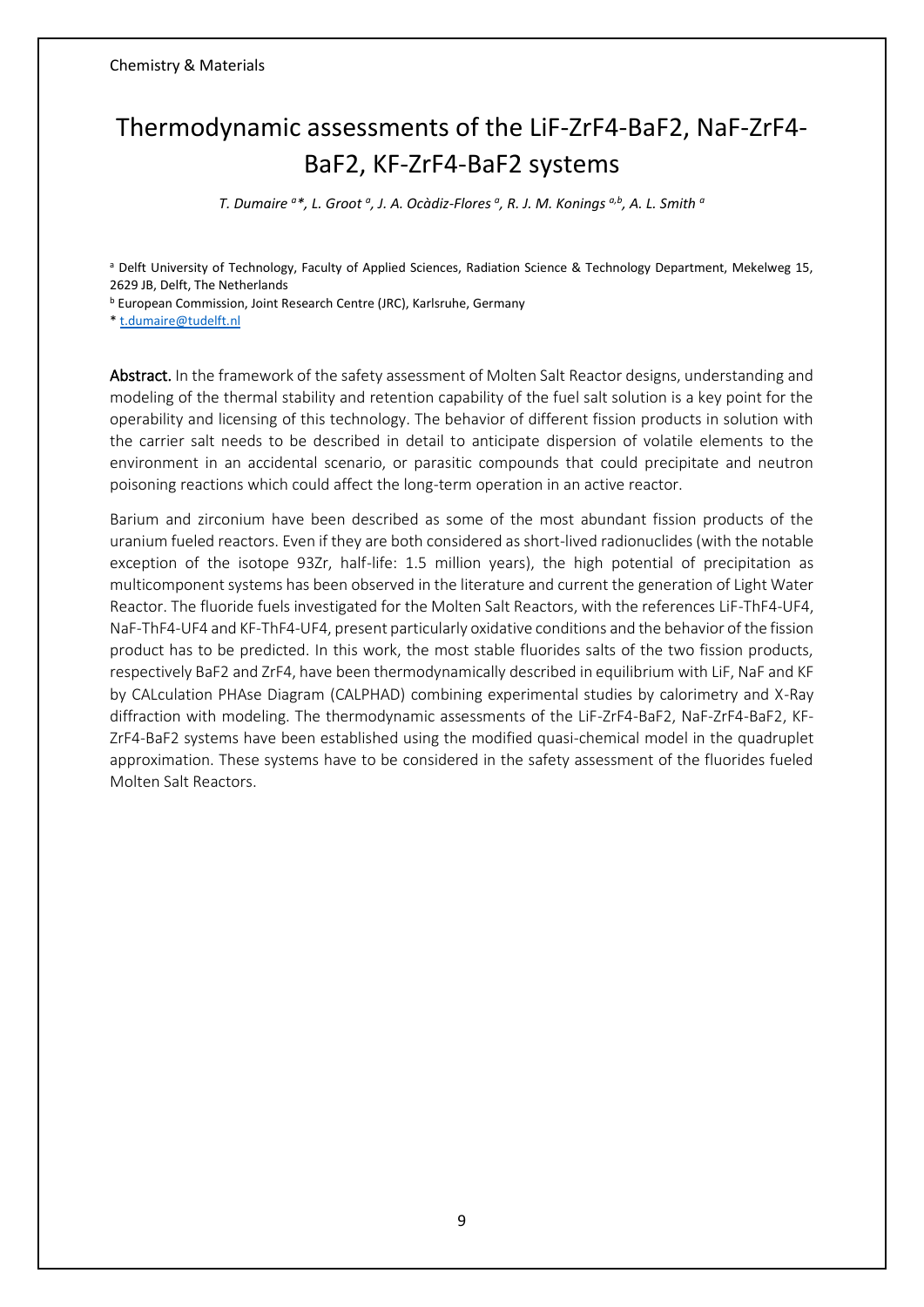Chemistry & Materials

# Thermodynamic assessments of the LiF-ZrF4-BaF2, NaF-ZrF4-BaF2, KF-ZrF4-BaF2 systems

*T. Dumaire [a]\*, L. Groot [a], J. A. Ocàdiz-Flores [a], R. J. M. Konings [a,b], A. L. Smith [a]*

[a] Delft University of Technology, Faculty of Applied Sciences, Radiation Science & Technology Department, Mekelweg 15, 2629 JB, Delft, The Netherlands

[b] European Commission, Joint Research Centre (JRC), Karlsruhe, Germany

\* t.dumaire@tudelft.nl

**Abstract.** In the framework of the safety assessment of Molten Salt Reactor designs, understanding and modeling of the thermal stability and retention capability of the fuel salt solution is a key point for the operability and licensing of this technology. The behavior of different fission products in solution with the carrier salt needs to be described in detail to anticipate dispersion of volatile elements to the environment in an accidental scenario, or parasitic compounds that could precipitate and neutron poisoning reactions which could affect the long-term operation in an active reactor.

Barium and zirconium have been described as some of the most abundant fission products of the uranium fueled reactors. Even if they are both considered as short-lived radionuclides (with the notable exception of the isotope 93Zr, half-life: 1.5 million years), the high potential of precipitation as multicomponent systems has been observed in the literature and current the generation of Light Water Reactor. The fluoride fuels investigated for the Molten Salt Reactors, with the references LiF-ThF4-UF4, NaF-ThF4-UF4 and KF-ThF4-UF4, present particularly oxidative conditions and the behavior of the fission product has to be predicted. In this work, the most stable fluorides salts of the two fission products, respectively $BaF_2$ and $ZrF_4$, have been thermodynamically described in equilibrium with LiF, NaF and KF by CALculation PHAse Diagram (CALPHAD) combining experimental studies by calorimetry and X-Ray diffraction with modeling. The thermodynamic assessments of the LiF-ZrF4-BaF2, NaF-ZrF4-BaF2, KF-ZrF4-BaF2 systems have been established using the modified quasi-chemical model in the quadruplet approximation. These systems have to be considered in the safety assessment of the fluorides fueled Molten Salt Reactors.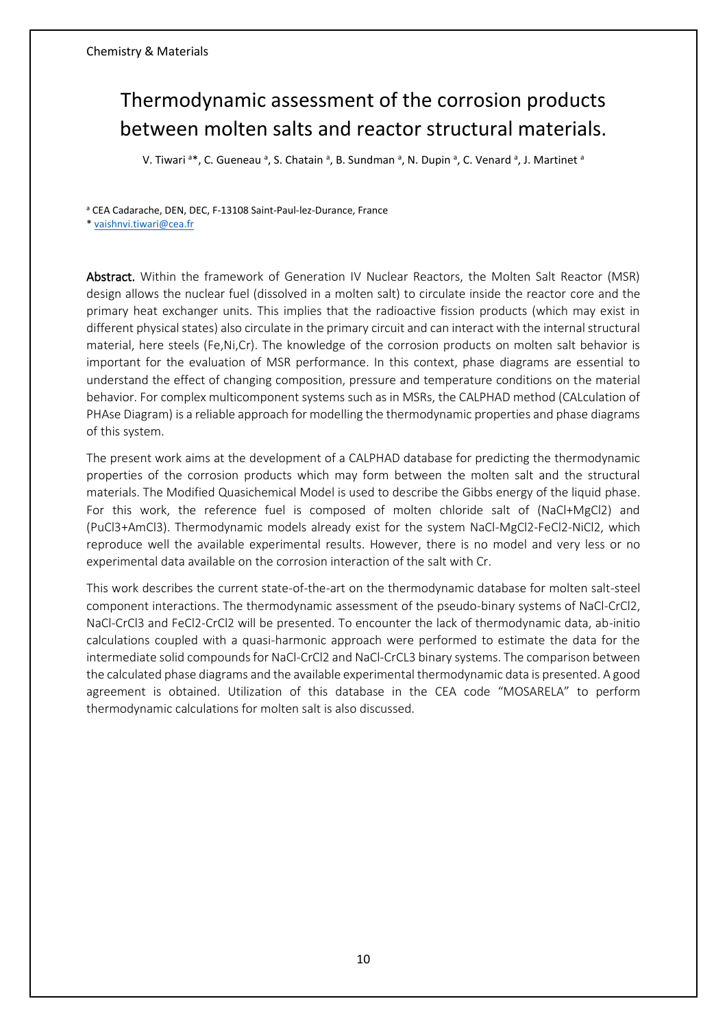Chemistry & Materials

# Thermodynamic assessment of the corrosion products between molten salts and reactor structural materials.

V. Tiwari [a]*, C. Gueneau [a], S. Chatain [a], B. Sundman [a], N. Dupin [a], C. Venard [a], J. Martinet [a]

[a] CEA Cadarache, DEN, DEC, F-13108 Saint-Paul-lez-Durance, France

* vaishnvi.tiwari@cea.fr

**Abstract.** Within the framework of Generation IV Nuclear Reactors, the Molten Salt Reactor (MSR) design allows the nuclear fuel (dissolved in a molten salt) to circulate inside the reactor core and the primary heat exchanger units. This implies that the radioactive fission products (which may exist in different physical states) also circulate in the primary circuit and can interact with the internal structural material, here steels (Fe,Ni,Cr). The knowledge of the corrosion products on molten salt behavior is important for the evaluation of MSR performance. In this context, phase diagrams are essential to understand the effect of changing composition, pressure and temperature conditions on the material behavior. For complex multicomponent systems such as in MSRs, the CALPHAD method (CALculation of PHAse Diagram) is a reliable approach for modelling the thermodynamic properties and phase diagrams of this system.

The present work aims at the development of a CALPHAD database for predicting the thermodynamic properties of the corrosion products which may form between the molten salt and the structural materials. The Modified Quasichemical Model is used to describe the Gibbs energy of the liquid phase. For this work, the reference fuel is composed of molten chloride salt of ($NaCl$+$MgCl_2$) and ($PuCl_3$+$AmCl_3$). Thermodynamic models already exist for the system $NaCl$-$MgCl_2$-$FeCl_2$-$NiCl_2$, which reproduce well the available experimental results. However, there is no model and very less or no experimental data available on the corrosion interaction of the salt with Cr.

This work describes the current state-of-the-art on the thermodynamic database for molten salt-steel component interactions. The thermodynamic assessment of the pseudo-binary systems of $NaCl$-$CrCl_2$, $NaCl$-$CrCl_3$ and $FeCl_2$-$CrCl_2$ will be presented. To encounter the lack of thermodynamic data, ab-initio calculations coupled with a quasi-harmonic approach were performed to estimate the data for the intermediate solid compounds for $NaCl$-$CrCl_2$ and $NaCl$-$CrCL_3$ binary systems. The comparison between the calculated phase diagrams and the available experimental thermodynamic data is presented. A good agreement is obtained. Utilization of this database in the CEA code "MOSARELA" to perform thermodynamic calculations for molten salt is also discussed.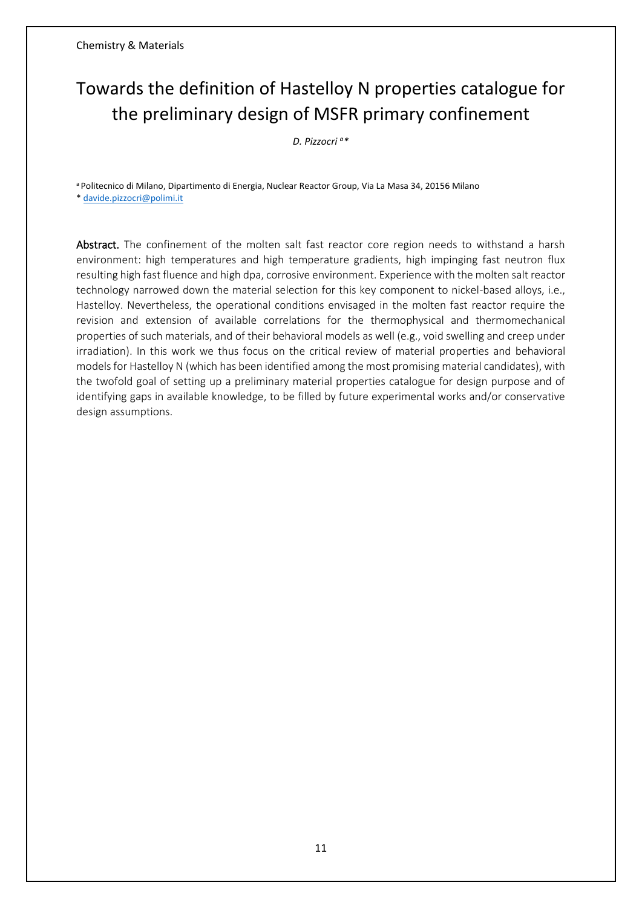Chemistry & Materials

# Towards the definition of Hastelloy N properties catalogue for the preliminary design of MSFR primary confinement

*D. Pizzocri* [a]*

[a] Politecnico di Milano, Dipartimento di Energia, Nuclear Reactor Group, Via La Masa 34, 20156 Milano
* davide.pizzocri@polimi.it

**Abstract.** The confinement of the molten salt fast reactor core region needs to withstand a harsh environment: high temperatures and high temperature gradients, high impinging fast neutron flux resulting high fast fluence and high dpa, corrosive environment. Experience with the molten salt reactor technology narrowed down the material selection for this key component to nickel-based alloys, i.e., Hastelloy. Nevertheless, the operational conditions envisaged in the molten fast reactor require the revision and extension of available correlations for the thermophysical and thermomechanical properties of such materials, and of their behavioral models as well (e.g., void swelling and creep under irradiation). In this work we thus focus on the critical review of material properties and behavioral models for Hastelloy N (which has been identified among the most promising material candidates), with the twofold goal of setting up a preliminary material properties catalogue for design purpose and of identifying gaps in available knowledge, to be filled by future experimental works and/or conservative design assumptions.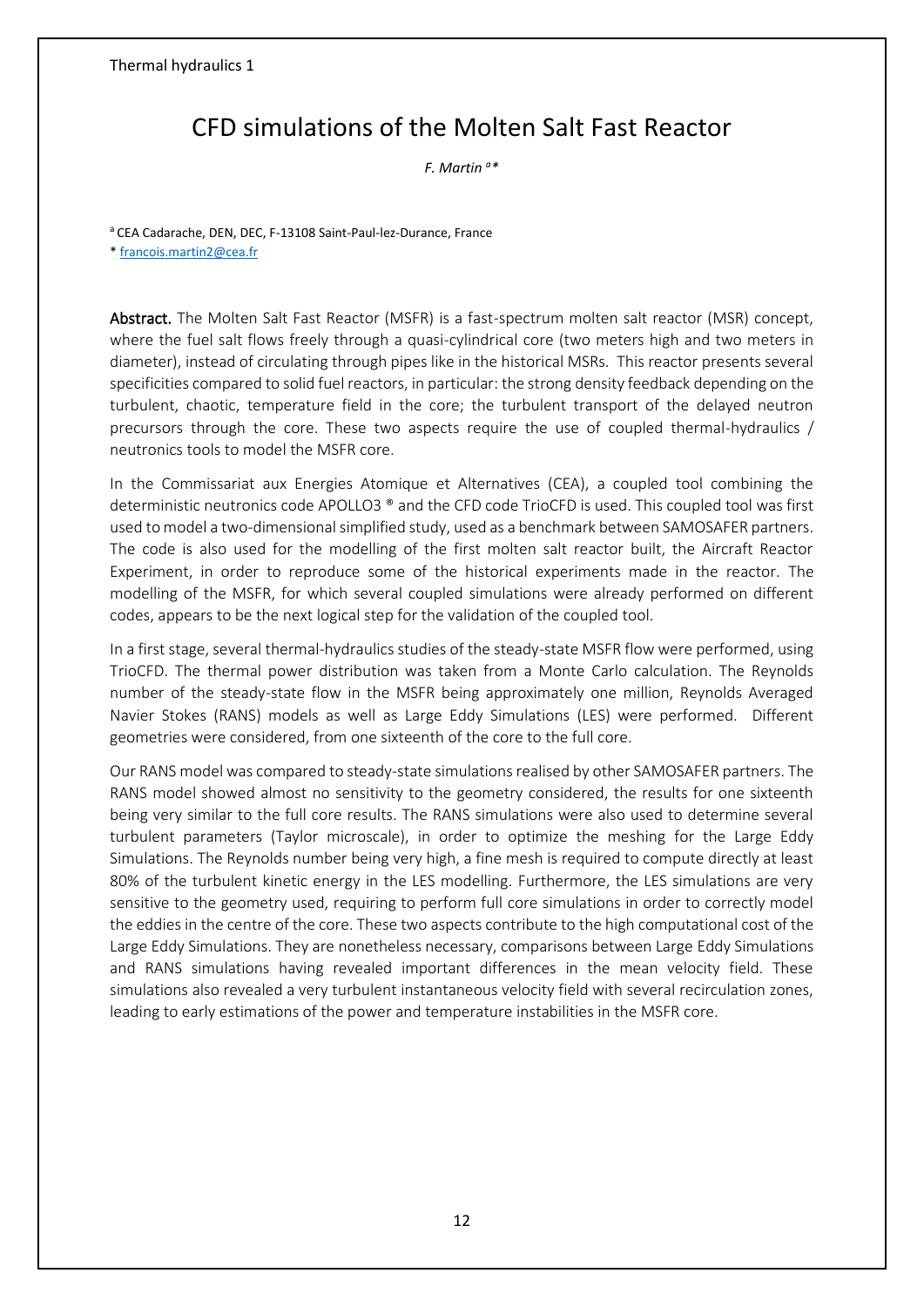Thermal hydraulics 1

# CFD simulations of the Molten Salt Fast Reactor

*F. Martin [a]**

[a] CEA Cadarache, DEN, DEC, F-13108 Saint-Paul-lez-Durance, France

* francois.martin2@cea.fr

**Abstract.** The Molten Salt Fast Reactor (MSFR) is a fast-spectrum molten salt reactor (MSR) concept, where the fuel salt flows freely through a quasi-cylindrical core (two meters high and two meters in diameter), instead of circulating through pipes like in the historical MSRs. This reactor presents several specificities compared to solid fuel reactors, in particular: the strong density feedback depending on the turbulent, chaotic, temperature field in the core; the turbulent transport of the delayed neutron precursors through the core. These two aspects require the use of coupled thermal-hydraulics / neutronics tools to model the MSFR core.

In the Commissariat aux Energies Atomique et Alternatives (CEA), a coupled tool combining the deterministic neutronics code APOLLO3 ® and the CFD code TrioCFD is used. This coupled tool was first used to model a two-dimensional simplified study, used as a benchmark between SAMOSAFER partners. The code is also used for the modelling of the first molten salt reactor built, the Aircraft Reactor Experiment, in order to reproduce some of the historical experiments made in the reactor. The modelling of the MSFR, for which several coupled simulations were already performed on different codes, appears to be the next logical step for the validation of the coupled tool.

In a first stage, several thermal-hydraulics studies of the steady-state MSFR flow were performed, using TrioCFD. The thermal power distribution was taken from a Monte Carlo calculation. The Reynolds number of the steady-state flow in the MSFR being approximately one million, Reynolds Averaged Navier Stokes (RANS) models as well as Large Eddy Simulations (LES) were performed. Different geometries were considered, from one sixteenth of the core to the full core.

Our RANS model was compared to steady-state simulations realised by other SAMOSAFER partners. The RANS model showed almost no sensitivity to the geometry considered, the results for one sixteenth being very similar to the full core results. The RANS simulations were also used to determine several turbulent parameters (Taylor microscale), in order to optimize the meshing for the Large Eddy Simulations. The Reynolds number being very high, a fine mesh is required to compute directly at least 80% of the turbulent kinetic energy in the LES modelling. Furthermore, the LES simulations are very sensitive to the geometry used, requiring to perform full core simulations in order to correctly model the eddies in the centre of the core. These two aspects contribute to the high computational cost of the Large Eddy Simulations. They are nonetheless necessary, comparisons between Large Eddy Simulations and RANS simulations having revealed important differences in the mean velocity field. These simulations also revealed a very turbulent instantaneous velocity field with several recirculation zones, leading to early estimations of the power and temperature instabilities in the MSFR core.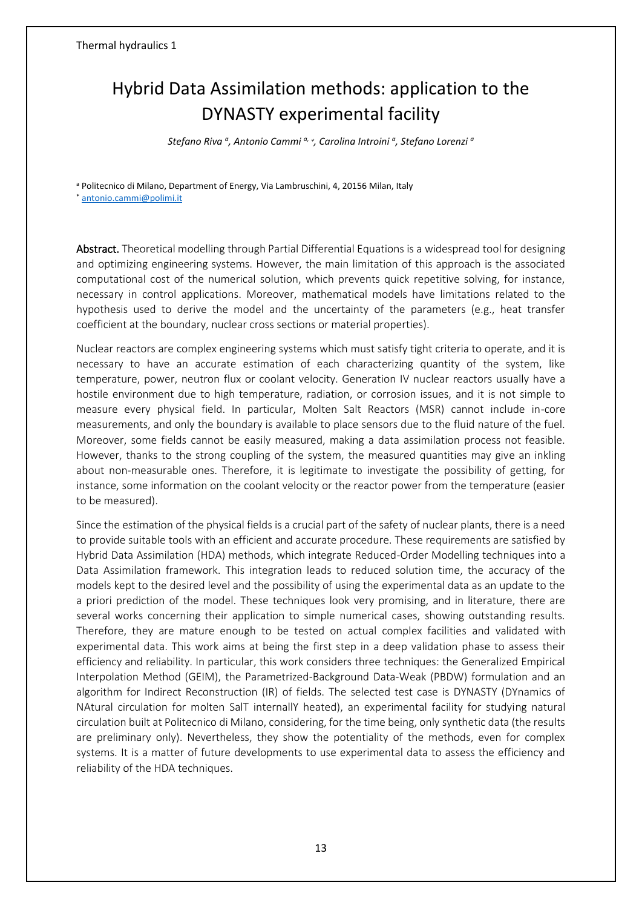# Hybrid Data Assimilation methods: application to the DYNASTY experimental facility

*Stefano Riva [a], Antonio Cammi [a, *], Carolina Introini [a], Stefano Lorenzi [a]*

[a] Politecnico di Milano, Department of Energy, Via Lambruschini, 4, 20156 Milan, Italy
[*] antonio.cammi@polimi.it

**Abstract.** Theoretical modelling through Partial Differential Equations is a widespread tool for designing and optimizing engineering systems. However, the main limitation of this approach is the associated computational cost of the numerical solution, which prevents quick repetitive solving, for instance, necessary in control applications. Moreover, mathematical models have limitations related to the hypothesis used to derive the model and the uncertainty of the parameters (e.g., heat transfer coefficient at the boundary, nuclear cross sections or material properties).

Nuclear reactors are complex engineering systems which must satisfy tight criteria to operate, and it is necessary to have an accurate estimation of each characterizing quantity of the system, like temperature, power, neutron flux or coolant velocity. Generation IV nuclear reactors usually have a hostile environment due to high temperature, radiation, or corrosion issues, and it is not simple to measure every physical field. In particular, Molten Salt Reactors (MSR) cannot include in-core measurements, and only the boundary is available to place sensors due to the fluid nature of the fuel. Moreover, some fields cannot be easily measured, making a data assimilation process not feasible. However, thanks to the strong coupling of the system, the measured quantities may give an inkling about non-measurable ones. Therefore, it is legitimate to investigate the possibility of getting, for instance, some information on the coolant velocity or the reactor power from the temperature (easier to be measured).

Since the estimation of the physical fields is a crucial part of the safety of nuclear plants, there is a need to provide suitable tools with an efficient and accurate procedure. These requirements are satisfied by Hybrid Data Assimilation (HDA) methods, which integrate Reduced-Order Modelling techniques into a Data Assimilation framework. This integration leads to reduced solution time, the accuracy of the models kept to the desired level and the possibility of using the experimental data as an update to the a priori prediction of the model. These techniques look very promising, and in literature, there are several works concerning their application to simple numerical cases, showing outstanding results. Therefore, they are mature enough to be tested on actual complex facilities and validated with experimental data. This work aims at being the first step in a deep validation phase to assess their efficiency and reliability. In particular, this work considers three techniques: the Generalized Empirical Interpolation Method (GEIM), the Parametrized-Background Data-Weak (PBDW) formulation and an algorithm for Indirect Reconstruction (IR) of fields. The selected test case is DYNASTY (DYnamics of NAtural circulation for molten SalT internallY heated), an experimental facility for studying natural circulation built at Politecnico di Milano, considering, for the time being, only synthetic data (the results are preliminary only). Nevertheless, they show the potentiality of the methods, even for complex systems. It is a matter of future developments to use experimental data to assess the efficiency and reliability of the HDA techniques.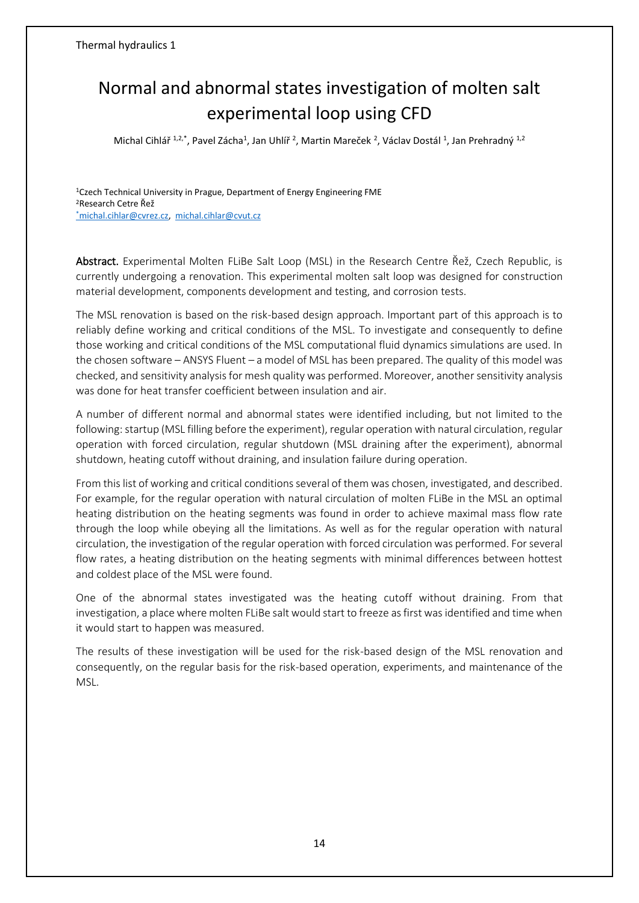# Normal and abnormal states investigation of molten salt experimental loop using CFD

Michal Cihlář [1,2,*], Pavel Zácha[1], Jan Uhlíř [2], Martin Mareček [2], Václav Dostál [1], Jan Prehradný [1,2]

[1]Czech Technical University in Prague, Department of Energy Engineering FME
[2]Research Centre Řež
[*]michal.cihlar@cvrez.cz, michal.cihlar@cvut.cz

**Abstract.** Experimental Molten FLiBe Salt Loop (MSL) in the Research Centre Řež, Czech Republic, is currently undergoing a renovation. This experimental molten salt loop was designed for construction material development, components development and testing, and corrosion tests.

The MSL renovation is based on the risk-based design approach. Important part of this approach is to reliably define working and critical conditions of the MSL. To investigate and consequently to define those working and critical conditions of the MSL computational fluid dynamics simulations are used. In the chosen software – ANSYS Fluent – a model of MSL has been prepared. The quality of this model was checked, and sensitivity analysis for mesh quality was performed. Moreover, another sensitivity analysis was done for heat transfer coefficient between insulation and air.

A number of different normal and abnormal states were identified including, but not limited to the following: startup (MSL filling before the experiment), regular operation with natural circulation, regular operation with forced circulation, regular shutdown (MSL draining after the experiment), abnormal shutdown, heating cutoff without draining, and insulation failure during operation.

From this list of working and critical conditions several of them was chosen, investigated, and described. For example, for the regular operation with natural circulation of molten FLiBe in the MSL an optimal heating distribution on the heating segments was found in order to achieve maximal mass flow rate through the loop while obeying all the limitations. As well as for the regular operation with natural circulation, the investigation of the regular operation with forced circulation was performed. For several flow rates, a heating distribution on the heating segments with minimal differences between hottest and coldest place of the MSL were found.

One of the abnormal states investigated was the heating cutoff without draining. From that investigation, a place where molten FLiBe salt would start to freeze as first was identified and time when it would start to happen was measured.

The results of these investigation will be used for the risk-based design of the MSL renovation and consequently, on the regular basis for the risk-based operation, experiments, and maintenance of the MSL.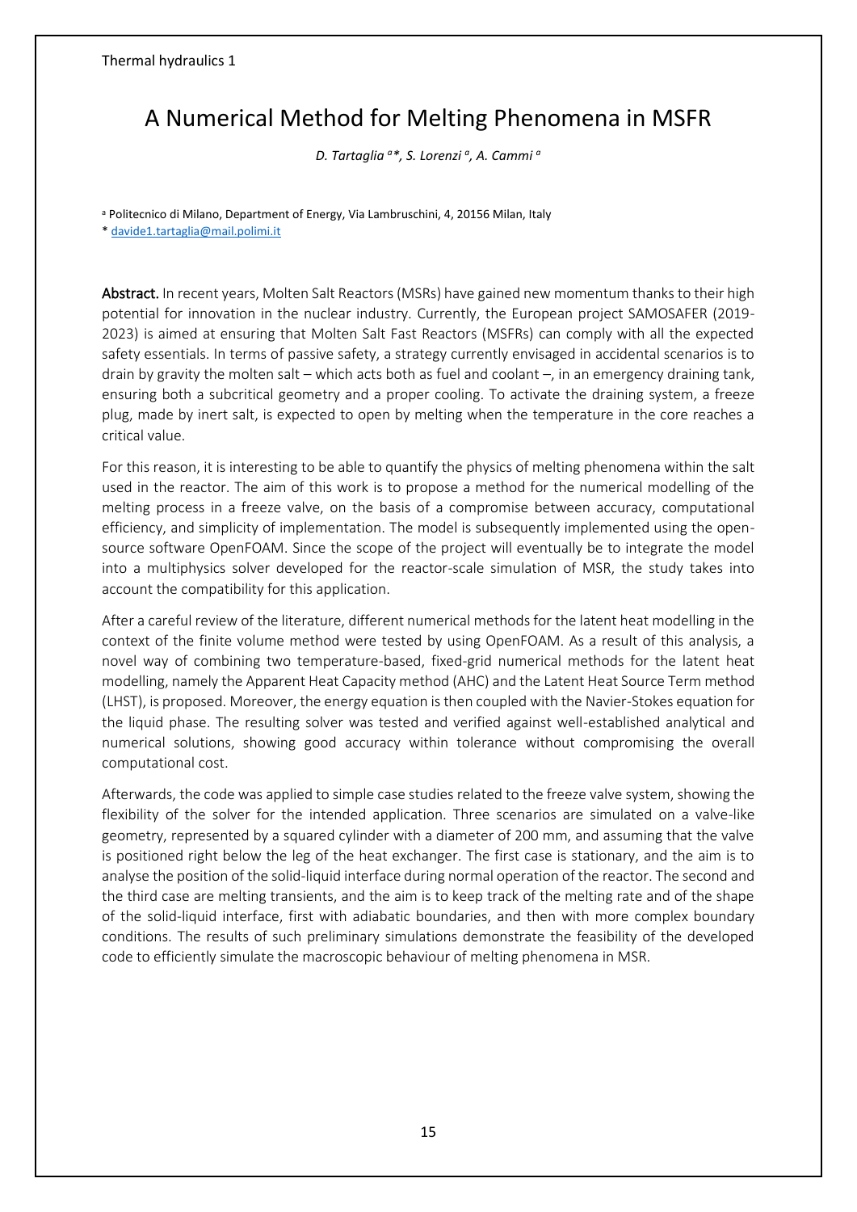# A Numerical Method for Melting Phenomena in MSFR

*D. Tartaglia [a]*, S. Lorenzi [a], A. Cammi [a]*

[a] Politecnico di Milano, Department of Energy, Via Lambruschini, 4, 20156 Milan, Italy

* davide1.tartaglia@mail.polimi.it

**Abstract.** In recent years, Molten Salt Reactors (MSRs) have gained new momentum thanks to their high potential for innovation in the nuclear industry. Currently, the European project SAMOSAFER (2019-2023) is aimed at ensuring that Molten Salt Fast Reactors (MSFRs) can comply with all the expected safety essentials. In terms of passive safety, a strategy currently envisaged in accidental scenarios is to drain by gravity the molten salt – which acts both as fuel and coolant –, in an emergency draining tank, ensuring both a subcritical geometry and a proper cooling. To activate the draining system, a freeze plug, made by inert salt, is expected to open by melting when the temperature in the core reaches a critical value.

For this reason, it is interesting to be able to quantify the physics of melting phenomena within the salt used in the reactor. The aim of this work is to propose a method for the numerical modelling of the melting process in a freeze valve, on the basis of a compromise between accuracy, computational efficiency, and simplicity of implementation. The model is subsequently implemented using the open-source software OpenFOAM. Since the scope of the project will eventually be to integrate the model into a multiphysics solver developed for the reactor-scale simulation of MSR, the study takes into account the compatibility for this application.

After a careful review of the literature, different numerical methods for the latent heat modelling in the context of the finite volume method were tested by using OpenFOAM. As a result of this analysis, a novel way of combining two temperature-based, fixed-grid numerical methods for the latent heat modelling, namely the Apparent Heat Capacity method (AHC) and the Latent Heat Source Term method (LHST), is proposed. Moreover, the energy equation is then coupled with the Navier-Stokes equation for the liquid phase. The resulting solver was tested and verified against well-established analytical and numerical solutions, showing good accuracy within tolerance without compromising the overall computational cost.

Afterwards, the code was applied to simple case studies related to the freeze valve system, showing the flexibility of the solver for the intended application. Three scenarios are simulated on a valve-like geometry, represented by a squared cylinder with a diameter of 200 mm, and assuming that the valve is positioned right below the leg of the heat exchanger. The first case is stationary, and the aim is to analyse the position of the solid-liquid interface during normal operation of the reactor. The second and the third case are melting transients, and the aim is to keep track of the melting rate and of the shape of the solid-liquid interface, first with adiabatic boundaries, and then with more complex boundary conditions. The results of such preliminary simulations demonstrate the feasibility of the developed code to efficiently simulate the macroscopic behaviour of melting phenomena in MSR.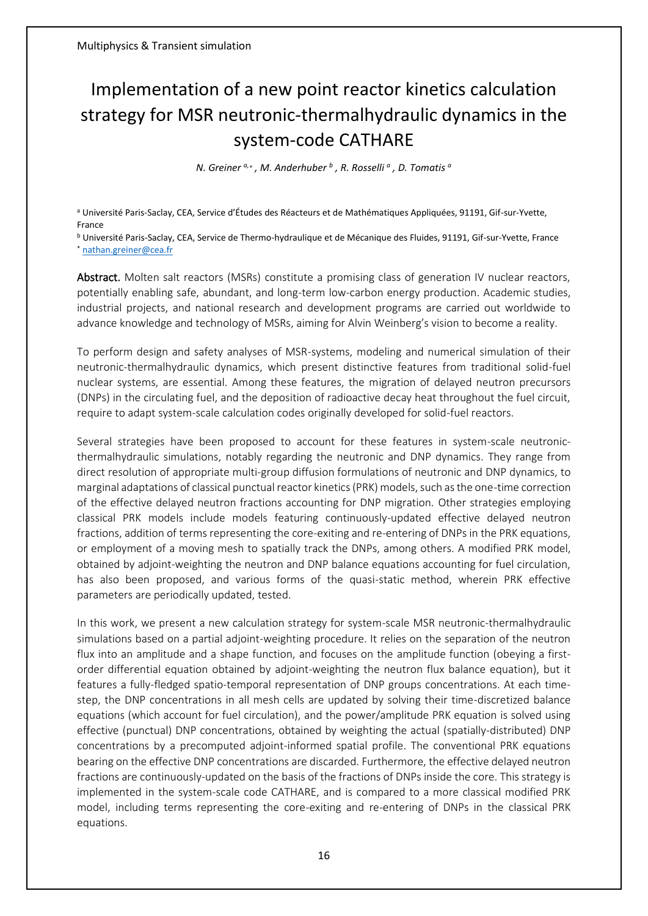# Implementation of a new point reactor kinetics calculation strategy for MSR neutronic-thermalhydraulic dynamics in the system-code CATHARE

*N. Greiner [a,*] , M. Anderhuber [b] , R. Rosselli [a] , D. Tomatis [a]*

[a] Université Paris-Saclay, CEA, Service d'Études des Réacteurs et de Mathématiques Appliquées, 91191, Gif-sur-Yvette, France

[b] Université Paris-Saclay, CEA, Service de Thermo-hydraulique et de Mécanique des Fluides, 91191, Gif-sur-Yvette, France

[*] nathan.greiner@cea.fr

**Abstract.** Molten salt reactors (MSRs) constitute a promising class of generation IV nuclear reactors, potentially enabling safe, abundant, and long-term low-carbon energy production. Academic studies, industrial projects, and national research and development programs are carried out worldwide to advance knowledge and technology of MSRs, aiming for Alvin Weinberg's vision to become a reality.

To perform design and safety analyses of MSR-systems, modeling and numerical simulation of their neutronic-thermalhydraulic dynamics, which present distinctive features from traditional solid-fuel nuclear systems, are essential. Among these features, the migration of delayed neutron precursors (DNPs) in the circulating fuel, and the deposition of radioactive decay heat throughout the fuel circuit, require to adapt system-scale calculation codes originally developed for solid-fuel reactors.

Several strategies have been proposed to account for these features in system-scale neutronic-thermalhydraulic simulations, notably regarding the neutronic and DNP dynamics. They range from direct resolution of appropriate multi-group diffusion formulations of neutronic and DNP dynamics, to marginal adaptations of classical punctual reactor kinetics (PRK) models, such as the one-time correction of the effective delayed neutron fractions accounting for DNP migration. Other strategies employing classical PRK models include models featuring continuously-updated effective delayed neutron fractions, addition of terms representing the core-exiting and re-entering of DNPs in the PRK equations, or employment of a moving mesh to spatially track the DNPs, among others. A modified PRK model, obtained by adjoint-weighting the neutron and DNP balance equations accounting for fuel circulation, has also been proposed, and various forms of the quasi-static method, wherein PRK effective parameters are periodically updated, tested.

In this work, we present a new calculation strategy for system-scale MSR neutronic-thermalhydraulic simulations based on a partial adjoint-weighting procedure. It relies on the separation of the neutron flux into an amplitude and a shape function, and focuses on the amplitude function (obeying a first-order differential equation obtained by adjoint-weighting the neutron flux balance equation), but it features a fully-fledged spatio-temporal representation of DNP groups concentrations. At each time-step, the DNP concentrations in all mesh cells are updated by solving their time-discretized balance equations (which account for fuel circulation), and the power/amplitude PRK equation is solved using effective (punctual) DNP concentrations, obtained by weighting the actual (spatially-distributed) DNP concentrations by a precomputed adjoint-informed spatial profile. The conventional PRK equations bearing on the effective DNP concentrations are discarded. Furthermore, the effective delayed neutron fractions are continuously-updated on the basis of the fractions of DNPs inside the core. This strategy is implemented in the system-scale code CATHARE, and is compared to a more classical modified PRK model, including terms representing the core-exiting and re-entering of DNPs in the classical PRK equations.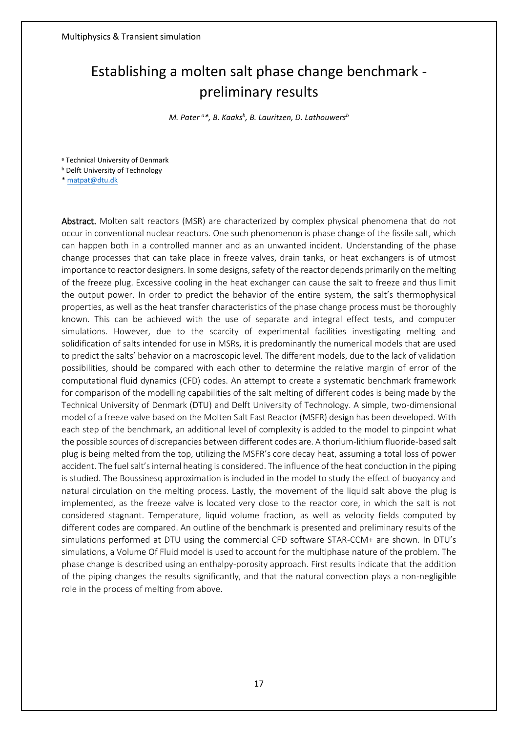# Establishing a molten salt phase change benchmark - preliminary results

*M. Pater [a]\*, B. Kaaks[b], B. Lauritzen, D. Lathouwers[b]*

[a] Technical University of Denmark
[b] Delft University of Technology
\* matpat@dtu.dk

**Abstract.** Molten salt reactors (MSR) are characterized by complex physical phenomena that do not occur in conventional nuclear reactors. One such phenomenon is phase change of the fissile salt, which can happen both in a controlled manner and as an unwanted incident. Understanding of the phase change processes that can take place in freeze valves, drain tanks, or heat exchangers is of utmost importance to reactor designers. In some designs, safety of the reactor depends primarily on the melting of the freeze plug. Excessive cooling in the heat exchanger can cause the salt to freeze and thus limit the output power. In order to predict the behavior of the entire system, the salt's thermophysical properties, as well as the heat transfer characteristics of the phase change process must be thoroughly known. This can be achieved with the use of separate and integral effect tests, and computer simulations. However, due to the scarcity of experimental facilities investigating melting and solidification of salts intended for use in MSRs, it is predominantly the numerical models that are used to predict the salts' behavior on a macroscopic level. The different models, due to the lack of validation possibilities, should be compared with each other to determine the relative margin of error of the computational fluid dynamics (CFD) codes. An attempt to create a systematic benchmark framework for comparison of the modelling capabilities of the salt melting of different codes is being made by the Technical University of Denmark (DTU) and Delft University of Technology. A simple, two-dimensional model of a freeze valve based on the Molten Salt Fast Reactor (MSFR) design has been developed. With each step of the benchmark, an additional level of complexity is added to the model to pinpoint what the possible sources of discrepancies between different codes are. A thorium-lithium fluoride-based salt plug is being melted from the top, utilizing the MSFR's core decay heat, assuming a total loss of power accident. The fuel salt's internal heating is considered. The influence of the heat conduction in the piping is studied. The Boussinesq approximation is included in the model to study the effect of buoyancy and natural circulation on the melting process. Lastly, the movement of the liquid salt above the plug is implemented, as the freeze valve is located very close to the reactor core, in which the salt is not considered stagnant. Temperature, liquid volume fraction, as well as velocity fields computed by different codes are compared. An outline of the benchmark is presented and preliminary results of the simulations performed at DTU using the commercial CFD software STAR-CCM+ are shown. In DTU's simulations, a Volume Of Fluid model is used to account for the multiphase nature of the problem. The phase change is described using an enthalpy-porosity approach. First results indicate that the addition of the piping changes the results significantly, and that the natural convection plays a non-negligible role in the process of melting from above.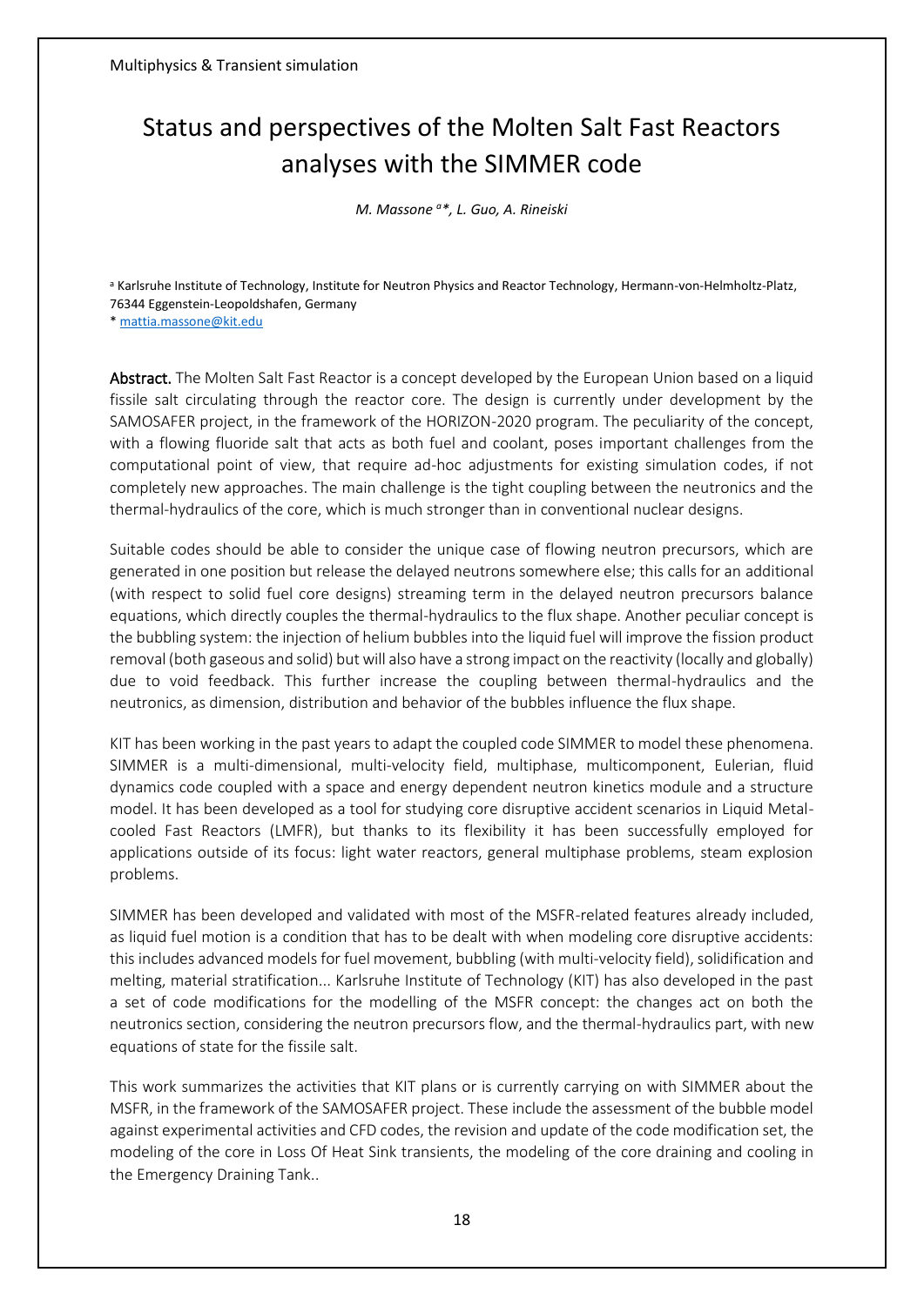# Status and perspectives of the Molten Salt Fast Reactors analyses with the SIMMER code

*M. Massone [a]*, L. Guo, A. Rineiski*

[a] Karlsruhe Institute of Technology, Institute for Neutron Physics and Reactor Technology, Hermann-von-Helmholtz-Platz, 76344 Eggenstein-Leopoldshafen, Germany

* mattia.massone@kit.edu

**Abstract.** The Molten Salt Fast Reactor is a concept developed by the European Union based on a liquid fissile salt circulating through the reactor core. The design is currently under development by the SAMOSAFER project, in the framework of the HORIZON-2020 program. The peculiarity of the concept, with a flowing fluoride salt that acts as both fuel and coolant, poses important challenges from the computational point of view, that require ad-hoc adjustments for existing simulation codes, if not completely new approaches. The main challenge is the tight coupling between the neutronics and the thermal-hydraulics of the core, which is much stronger than in conventional nuclear designs.

Suitable codes should be able to consider the unique case of flowing neutron precursors, which are generated in one position but release the delayed neutrons somewhere else; this calls for an additional (with respect to solid fuel core designs) streaming term in the delayed neutron precursors balance equations, which directly couples the thermal-hydraulics to the flux shape. Another peculiar concept is the bubbling system: the injection of helium bubbles into the liquid fuel will improve the fission product removal (both gaseous and solid) but will also have a strong impact on the reactivity (locally and globally) due to void feedback. This further increase the coupling between thermal-hydraulics and the neutronics, as dimension, distribution and behavior of the bubbles influence the flux shape.

KIT has been working in the past years to adapt the coupled code SIMMER to model these phenomena. SIMMER is a multi-dimensional, multi-velocity field, multiphase, multicomponent, Eulerian, fluid dynamics code coupled with a space and energy dependent neutron kinetics module and a structure model. It has been developed as a tool for studying core disruptive accident scenarios in Liquid Metal-cooled Fast Reactors (LMFR), but thanks to its flexibility it has been successfully employed for applications outside of its focus: light water reactors, general multiphase problems, steam explosion problems.

SIMMER has been developed and validated with most of the MSFR-related features already included, as liquid fuel motion is a condition that has to be dealt with when modeling core disruptive accidents: this includes advanced models for fuel movement, bubbling (with multi-velocity field), solidification and melting, material stratification... Karlsruhe Institute of Technology (KIT) has also developed in the past a set of code modifications for the modelling of the MSFR concept: the changes act on both the neutronics section, considering the neutron precursors flow, and the thermal-hydraulics part, with new equations of state for the fissile salt.

This work summarizes the activities that KIT plans or is currently carrying on with SIMMER about the MSFR, in the framework of the SAMOSAFER project. These include the assessment of the bubble model against experimental activities and CFD codes, the revision and update of the code modification set, the modeling of the core in Loss Of Heat Sink transients, the modeling of the core draining and cooling in the Emergency Draining Tank..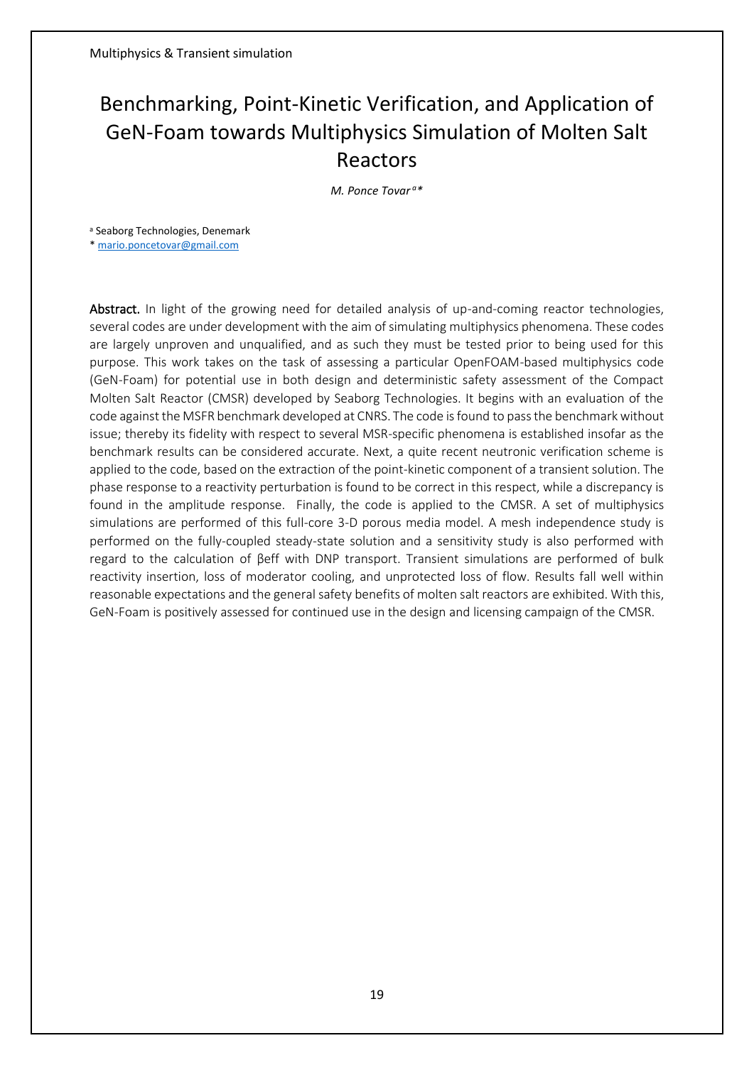# Benchmarking, Point-Kinetic Verification, and Application of GeN-Foam towards Multiphysics Simulation of Molten Salt Reactors

*M. Ponce Tovar [a]\**

[a] Seaborg Technologies, Denemark

\* mario.poncetovar@gmail.com

**Abstract.** In light of the growing need for detailed analysis of up-and-coming reactor technologies, several codes are under development with the aim of simulating multiphysics phenomena. These codes are largely unproven and unqualified, and as such they must be tested prior to being used for this purpose. This work takes on the task of assessing a particular OpenFOAM-based multiphysics code (GeN-Foam) for potential use in both design and deterministic safety assessment of the Compact Molten Salt Reactor (CMSR) developed by Seaborg Technologies. It begins with an evaluation of the code against the MSFR benchmark developed at CNRS. The code is found to pass the benchmark without issue; thereby its fidelity with respect to several MSR-specific phenomena is established insofar as the benchmark results can be considered accurate. Next, a quite recent neutronic verification scheme is applied to the code, based on the extraction of the point-kinetic component of a transient solution. The phase response to a reactivity perturbation is found to be correct in this respect, while a discrepancy is found in the amplitude response. Finally, the code is applied to the CMSR. A set of multiphysics simulations are performed of this full-core 3-D porous media model. A mesh independence study is performed on the fully-coupled steady-state solution and a sensitivity study is also performed with regard to the calculation of $\beta_{eff}$ with DNP transport. Transient simulations are performed of bulk reactivity insertion, loss of moderator cooling, and unprotected loss of flow. Results fall well within reasonable expectations and the general safety benefits of molten salt reactors are exhibited. With this, GeN-Foam is positively assessed for continued use in the design and licensing campaign of the CMSR.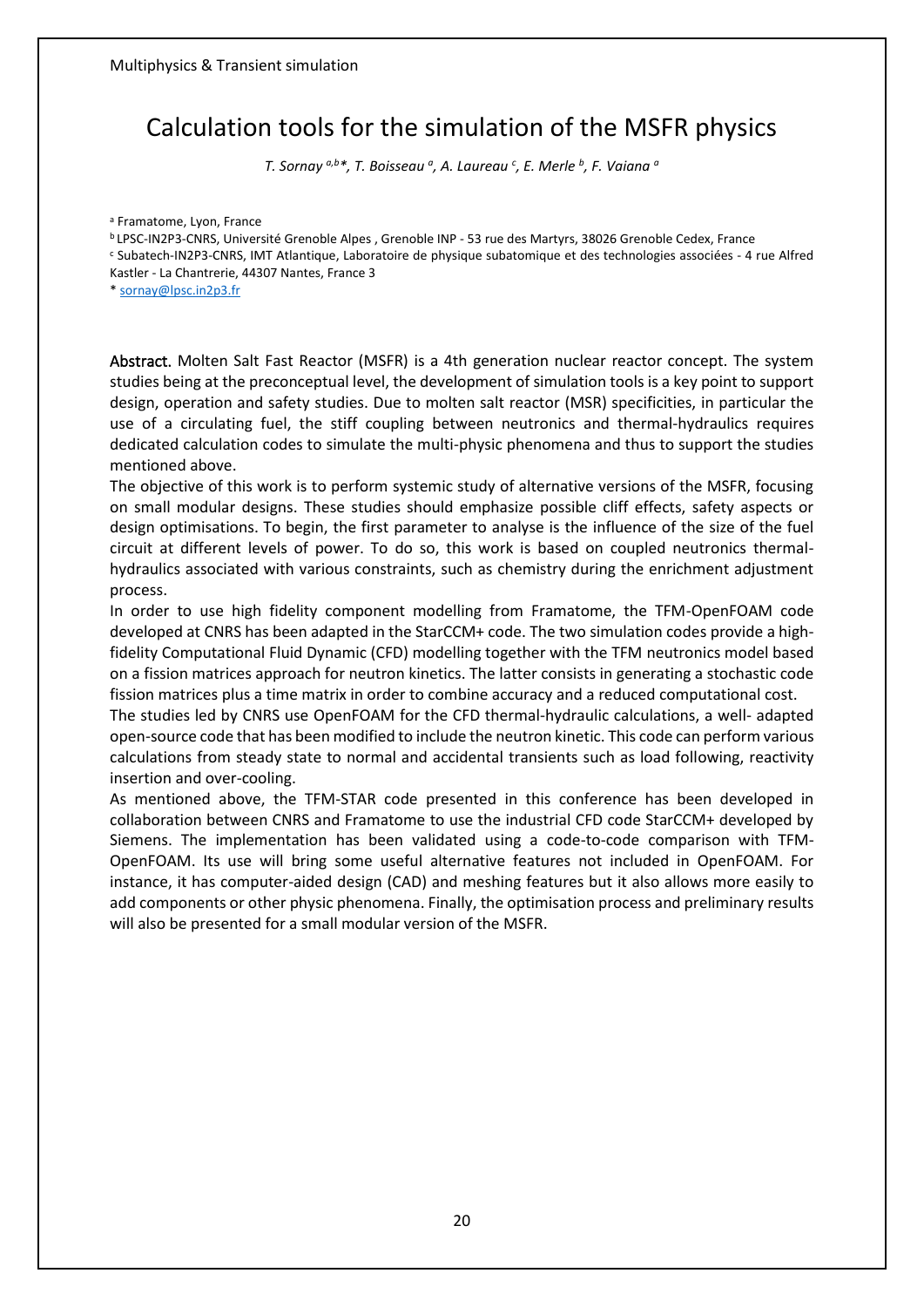# Calculation tools for the simulation of the MSFR physics

*T. Sornay [a,b]\*, T. Boisseau [a], A. Laureau [c], E. Merle [b], F. Vaiana [a]*

[a] Framatome, Lyon, France

[b] LPSC-IN2P3-CNRS, Université Grenoble Alpes , Grenoble INP - 53 rue des Martyrs, 38026 Grenoble Cedex, France

[c] Subatech-IN2P3-CNRS, IMT Atlantique, Laboratoire de physique subatomique et des technologies associées - 4 rue Alfred Kastler - La Chantrerie, 44307 Nantes, France 3

\* sornay@lpsc.in2p3.fr

**Abstract.** Molten Salt Fast Reactor (MSFR) is a 4th generation nuclear reactor concept. The system studies being at the preconceptual level, the development of simulation tools is a key point to support design, operation and safety studies. Due to molten salt reactor (MSR) specificities, in particular the use of a circulating fuel, the stiff coupling between neutronics and thermal-hydraulics requires dedicated calculation codes to simulate the multi-physic phenomena and thus to support the studies mentioned above.

The objective of this work is to perform systemic study of alternative versions of the MSFR, focusing on small modular designs. These studies should emphasize possible cliff effects, safety aspects or design optimisations. To begin, the first parameter to analyse is the influence of the size of the fuel circuit at different levels of power. To do so, this work is based on coupled neutronics thermal-hydraulics associated with various constraints, such as chemistry during the enrichment adjustment process.

In order to use high fidelity component modelling from Framatome, the TFM-OpenFOAM code developed at CNRS has been adapted in the StarCCM+ code. The two simulation codes provide a high-fidelity Computational Fluid Dynamic (CFD) modelling together with the TFM neutronics model based on a fission matrices approach for neutron kinetics. The latter consists in generating a stochastic code fission matrices plus a time matrix in order to combine accuracy and a reduced computational cost.

The studies led by CNRS use OpenFOAM for the CFD thermal-hydraulic calculations, a well- adapted open-source code that has been modified to include the neutron kinetic. This code can perform various calculations from steady state to normal and accidental transients such as load following, reactivity insertion and over-cooling.

As mentioned above, the TFM-STAR code presented in this conference has been developed in collaboration between CNRS and Framatome to use the industrial CFD code StarCCM+ developed by Siemens. The implementation has been validated using a code-to-code comparison with TFM-OpenFOAM. Its use will bring some useful alternative features not included in OpenFOAM. For instance, it has computer-aided design (CAD) and meshing features but it also allows more easily to add components or other physic phenomena. Finally, the optimisation process and preliminary results will also be presented for a small modular version of the MSFR.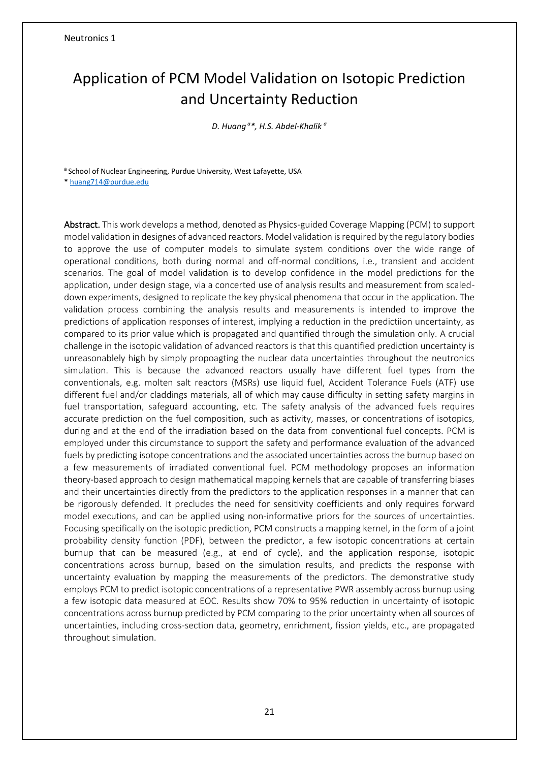# Application of PCM Model Validation on Isotopic Prediction and Uncertainty Reduction

*D. Huang [a]\*, H.S. Abdel-Khalik [a]*

[a] School of Nuclear Engineering, Purdue University, West Lafayette, USA

\* huang714@purdue.edu

**Abstract.** This work develops a method, denoted as Physics-guided Coverage Mapping (PCM) to support model validation in designes of advanced reactors. Model validation is required by the regulatory bodies to approve the use of computer models to simulate system conditions over the wide range of operational conditions, both during normal and off-normal conditions, i.e., transient and accident scenarios. The goal of model validation is to develop confidence in the model predictions for the application, under design stage, via a concerted use of analysis results and measurement from scaled-down experiments, designed to replicate the key physical phenomena that occur in the application. The validation process combining the analysis results and measurements is intended to improve the predictions of application responses of interest, implying a reduction in the predictiion uncertainty, as compared to its prior value which is propagated and quantified through the simulation only. A crucial challenge in the isotopic validation of advanced reactors is that this quantified prediction uncertainty is unreasonably high by simply propoagting the nuclear data uncertainties throughout the neutronics simulation. This is because the advanced reactors usually have different fuel types from the conventionals, e.g. molten salt reactors (MSRs) use liquid fuel, Accident Tolerance Fuels (ATF) use different fuel and/or claddings materials, all of which may cause difficulty in setting safety margins in fuel transportation, safeguard accounting, etc. The safety analysis of the advanced fuels requires accurate prediction on the fuel composition, such as activity, masses, or concentrations of isotopics, during and at the end of the irradiation based on the data from conventional fuel concepts. PCM is employed under this circumstance to support the safety and performance evaluation of the advanced fuels by predicting isotope concentrations and the associated uncertainties across the burnup based on a few measurements of irradiated conventional fuel. PCM methodology proposes an information theory-based approach to design mathematical mapping kernels that are capable of transferring biases and their uncertainties directly from the predictors to the application responses in a manner that can be rigorously defended. It precludes the need for sensitivity coefficients and only requires forward model executions, and can be applied using non-informative priors for the sources of uncertainties. Focusing specifically on the isotopic prediction, PCM constructs a mapping kernel, in the form of a joint probability density function (PDF), between the predictor, a few isotopic concentrations at certain burnup that can be measured (e.g., at end of cycle), and the application response, isotopic concentrations across burnup, based on the simulation results, and predicts the response with uncertainty evaluation by mapping the measurements of the predictors. The demonstrative study employs PCM to predict isotopic concentrations of a representative PWR assembly across burnup using a few isotopic data measured at EOC. Results show 70% to 95% reduction in uncertainty of isotopic concentrations across burnup predicted by PCM comparing to the prior uncertainty when all sources of uncertainties, including cross-section data, geometry, enrichment, fission yields, etc., are propagated throughout simulation.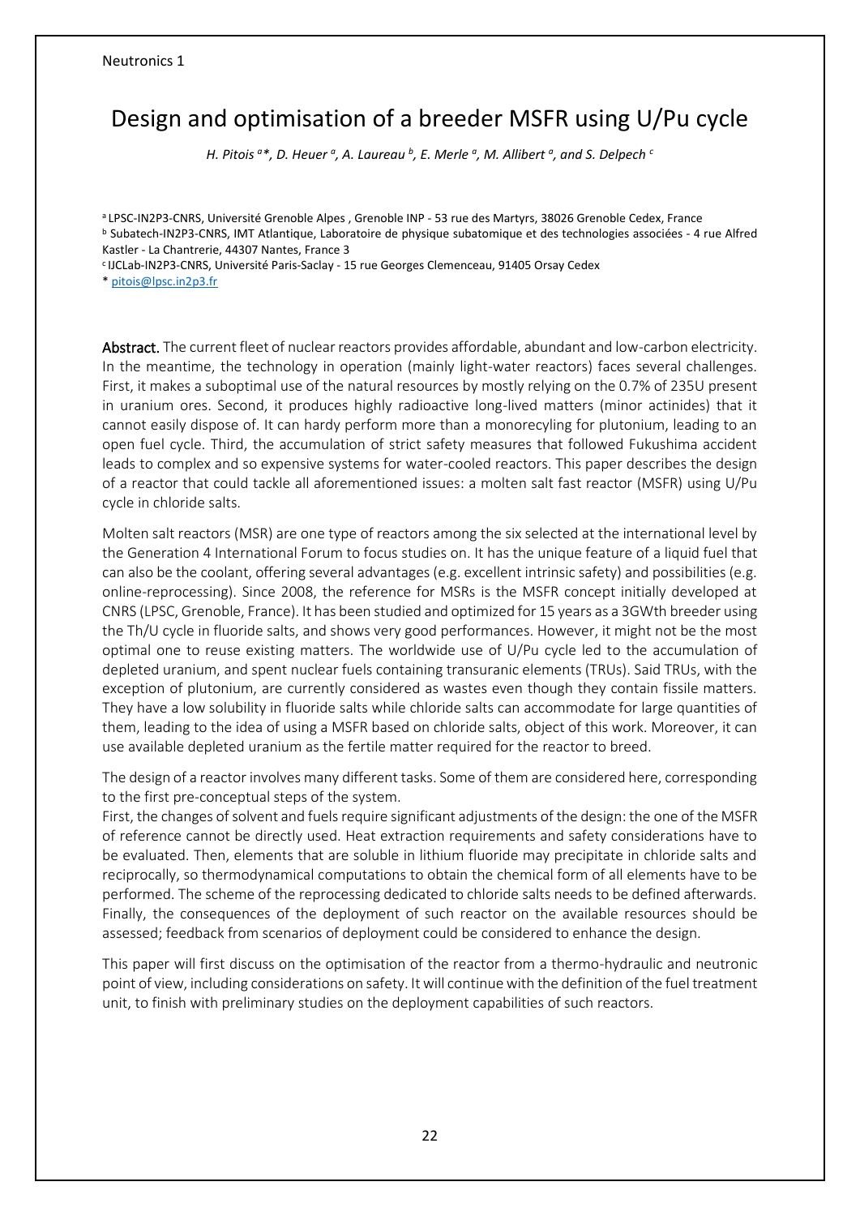# Design and optimisation of a breeder MSFR using U/Pu cycle

*H. Pitois [a]*, D. Heuer [a], A. Laureau [b], E. Merle [a], M. Allibert [a], and S. Delpech [c]*

[a] LPSC-IN2P3-CNRS, Université Grenoble Alpes , Grenoble INP - 53 rue des Martyrs, 38026 Grenoble Cedex, France
[b] Subatech-IN2P3-CNRS, IMT Atlantique, Laboratoire de physique subatomique et des technologies associées - 4 rue Alfred Kastler - La Chantrerie, 44307 Nantes, France 3
[c] IJCLab-IN2P3-CNRS, Université Paris-Saclay - 15 rue Georges Clemenceau, 91405 Orsay Cedex
* pitois@lpsc.in2p3.fr

**Abstract.** The current fleet of nuclear reactors provides affordable, abundant and low-carbon electricity. In the meantime, the technology in operation (mainly light-water reactors) faces several challenges. First, it makes a suboptimal use of the natural resources by mostly relying on the 0.7% of 235U present in uranium ores. Second, it produces highly radioactive long-lived matters (minor actinides) that it cannot easily dispose of. It can hardy perform more than a monorecyling for plutonium, leading to an open fuel cycle. Third, the accumulation of strict safety measures that followed Fukushima accident leads to complex and so expensive systems for water-cooled reactors. This paper describes the design of a reactor that could tackle all aforementioned issues: a molten salt fast reactor (MSFR) using U/Pu cycle in chloride salts.

Molten salt reactors (MSR) are one type of reactors among the six selected at the international level by the Generation 4 International Forum to focus studies on. It has the unique feature of a liquid fuel that can also be the coolant, offering several advantages (e.g. excellent intrinsic safety) and possibilities (e.g. online-reprocessing). Since 2008, the reference for MSRs is the MSFR concept initially developed at CNRS (LPSC, Grenoble, France). It has been studied and optimized for 15 years as a 3GWth breeder using the Th/U cycle in fluoride salts, and shows very good performances. However, it might not be the most optimal one to reuse existing matters. The worldwide use of U/Pu cycle led to the accumulation of depleted uranium, and spent nuclear fuels containing transuranic elements (TRUs). Said TRUs, with the exception of plutonium, are currently considered as wastes even though they contain fissile matters. They have a low solubility in fluoride salts while chloride salts can accommodate for large quantities of them, leading to the idea of using a MSFR based on chloride salts, object of this work. Moreover, it can use available depleted uranium as the fertile matter required for the reactor to breed.

The design of a reactor involves many different tasks. Some of them are considered here, corresponding to the first pre-conceptual steps of the system.

First, the changes of solvent and fuels require significant adjustments of the design: the one of the MSFR of reference cannot be directly used. Heat extraction requirements and safety considerations have to be evaluated. Then, elements that are soluble in lithium fluoride may precipitate in chloride salts and reciprocally, so thermodynamical computations to obtain the chemical form of all elements have to be performed. The scheme of the reprocessing dedicated to chloride salts needs to be defined afterwards. Finally, the consequences of the deployment of such reactor on the available resources should be assessed; feedback from scenarios of deployment could be considered to enhance the design.

This paper will first discuss on the optimisation of the reactor from a thermo-hydraulic and neutronic point of view, including considerations on safety. It will continue with the definition of the fuel treatment unit, to finish with preliminary studies on the deployment capabilities of such reactors.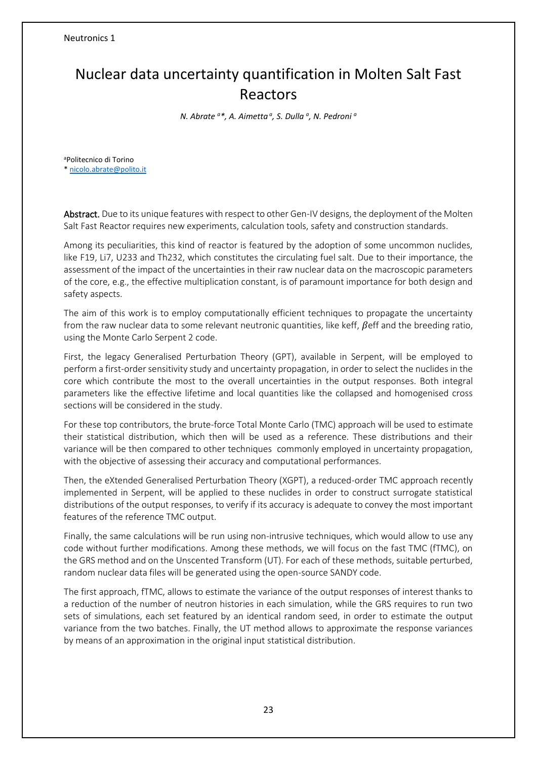# Nuclear data uncertainty quantification in Molten Salt Fast Reactors

*N. Abrate [a]*, A. Aimetta [a], S. Dulla [a], N. Pedroni [a]*

[a]Politecnico di Torino
* nicolo.abrate@polito.it

**Abstract.** Due to its unique features with respect to other Gen-IV designs, the deployment of the Molten Salt Fast Reactor requires new experiments, calculation tools, safety and construction standards.

Among its peculiarities, this kind of reactor is featured by the adoption of some uncommon nuclides, like F19, Li7, U233 and Th232, which constitutes the circulating fuel salt. Due to their importance, the assessment of the impact of the uncertainties in their raw nuclear data on the macroscopic parameters of the core, e.g., the effective multiplication constant, is of paramount importance for both design and safety aspects.

The aim of this work is to employ computationally efficient techniques to propagate the uncertainty from the raw nuclear data to some relevant neutronic quantities, like keff, $\beta$eff and the breeding ratio, using the Monte Carlo Serpent 2 code.

First, the legacy Generalised Perturbation Theory (GPT), available in Serpent, will be employed to perform a first-order sensitivity study and uncertainty propagation, in order to select the nuclides in the core which contribute the most to the overall uncertainties in the output responses. Both integral parameters like the effective lifetime and local quantities like the collapsed and homogenised cross sections will be considered in the study.

For these top contributors, the brute-force Total Monte Carlo (TMC) approach will be used to estimate their statistical distribution, which then will be used as a reference. These distributions and their variance will be then compared to other techniques commonly employed in uncertainty propagation, with the objective of assessing their accuracy and computational performances.

Then, the eXtended Generalised Perturbation Theory (XGPT), a reduced-order TMC approach recently implemented in Serpent, will be applied to these nuclides in order to construct surrogate statistical distributions of the output responses, to verify if its accuracy is adequate to convey the most important features of the reference TMC output.

Finally, the same calculations will be run using non-intrusive techniques, which would allow to use any code without further modifications. Among these methods, we will focus on the fast TMC (fTMC), on the GRS method and on the Unscented Transform (UT). For each of these methods, suitable perturbed, random nuclear data files will be generated using the open-source SANDY code.

The first approach, fTMC, allows to estimate the variance of the output responses of interest thanks to a reduction of the number of neutron histories in each simulation, while the GRS requires to run two sets of simulations, each set featured by an identical random seed, in order to estimate the output variance from the two batches. Finally, the UT method allows to approximate the response variances by means of an approximation in the original input statistical distribution.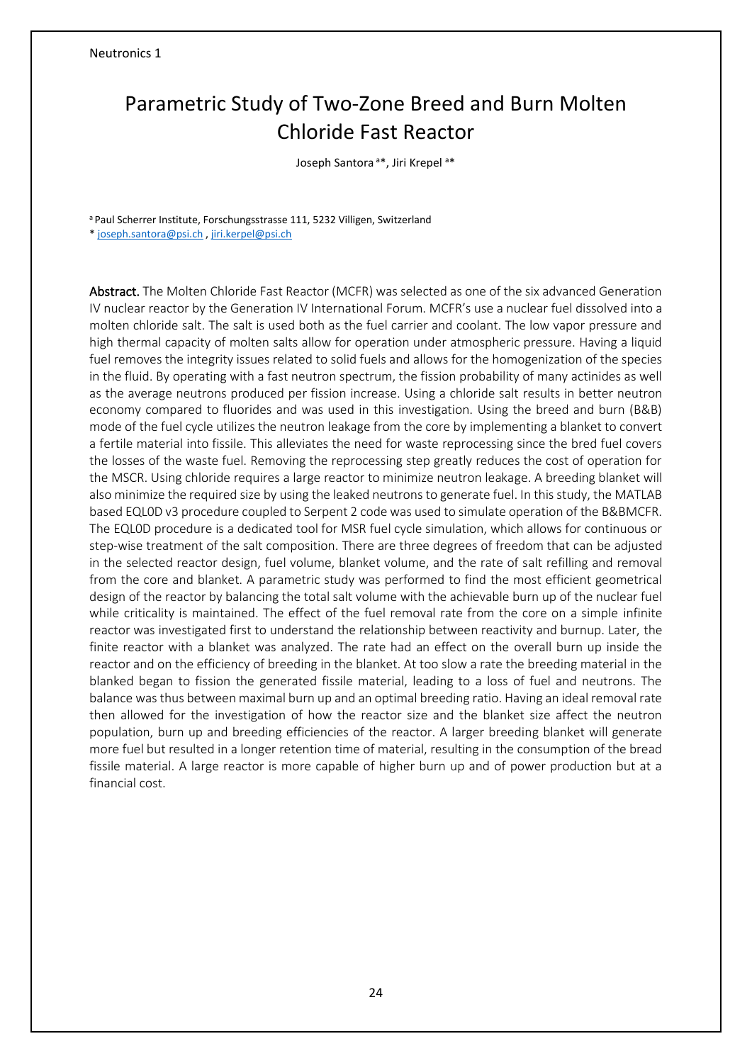# Parametric Study of Two-Zone Breed and Burn Molten Chloride Fast Reactor

Joseph Santora [a]*, Jiri Krepel [a]*

[a] Paul Scherrer Institute, Forschungsstrasse 111, 5232 Villigen, Switzerland

* joseph.santora@psi.ch , jiri.kerpel@psi.ch

**Abstract.** The Molten Chloride Fast Reactor (MCFR) was selected as one of the six advanced Generation IV nuclear reactor by the Generation IV International Forum. MCFR's use a nuclear fuel dissolved into a molten chloride salt. The salt is used both as the fuel carrier and coolant. The low vapor pressure and high thermal capacity of molten salts allow for operation under atmospheric pressure. Having a liquid fuel removes the integrity issues related to solid fuels and allows for the homogenization of the species in the fluid. By operating with a fast neutron spectrum, the fission probability of many actinides as well as the average neutrons produced per fission increase. Using a chloride salt results in better neutron economy compared to fluorides and was used in this investigation. Using the breed and burn (B&B) mode of the fuel cycle utilizes the neutron leakage from the core by implementing a blanket to convert a fertile material into fissile. This alleviates the need for waste reprocessing since the bred fuel covers the losses of the waste fuel. Removing the reprocessing step greatly reduces the cost of operation for the MSCR. Using chloride requires a large reactor to minimize neutron leakage. A breeding blanket will also minimize the required size by using the leaked neutrons to generate fuel. In this study, the MATLAB based EQL0D v3 procedure coupled to Serpent 2 code was used to simulate operation of the B&BMCFR. The EQL0D procedure is a dedicated tool for MSR fuel cycle simulation, which allows for continuous or step-wise treatment of the salt composition. There are three degrees of freedom that can be adjusted in the selected reactor design, fuel volume, blanket volume, and the rate of salt refilling and removal from the core and blanket. A parametric study was performed to find the most efficient geometrical design of the reactor by balancing the total salt volume with the achievable burn up of the nuclear fuel while criticality is maintained. The effect of the fuel removal rate from the core on a simple infinite reactor was investigated first to understand the relationship between reactivity and burnup. Later, the finite reactor with a blanket was analyzed. The rate had an effect on the overall burn up inside the reactor and on the efficiency of breeding in the blanket. At too slow a rate the breeding material in the blanked began to fission the generated fissile material, leading to a loss of fuel and neutrons. The balance was thus between maximal burn up and an optimal breeding ratio. Having an ideal removal rate then allowed for the investigation of how the reactor size and the blanket size affect the neutron population, burn up and breeding efficiencies of the reactor. A larger breeding blanket will generate more fuel but resulted in a longer retention time of material, resulting in the consumption of the bread fissile material. A large reactor is more capable of higher burn up and of power production but at a financial cost.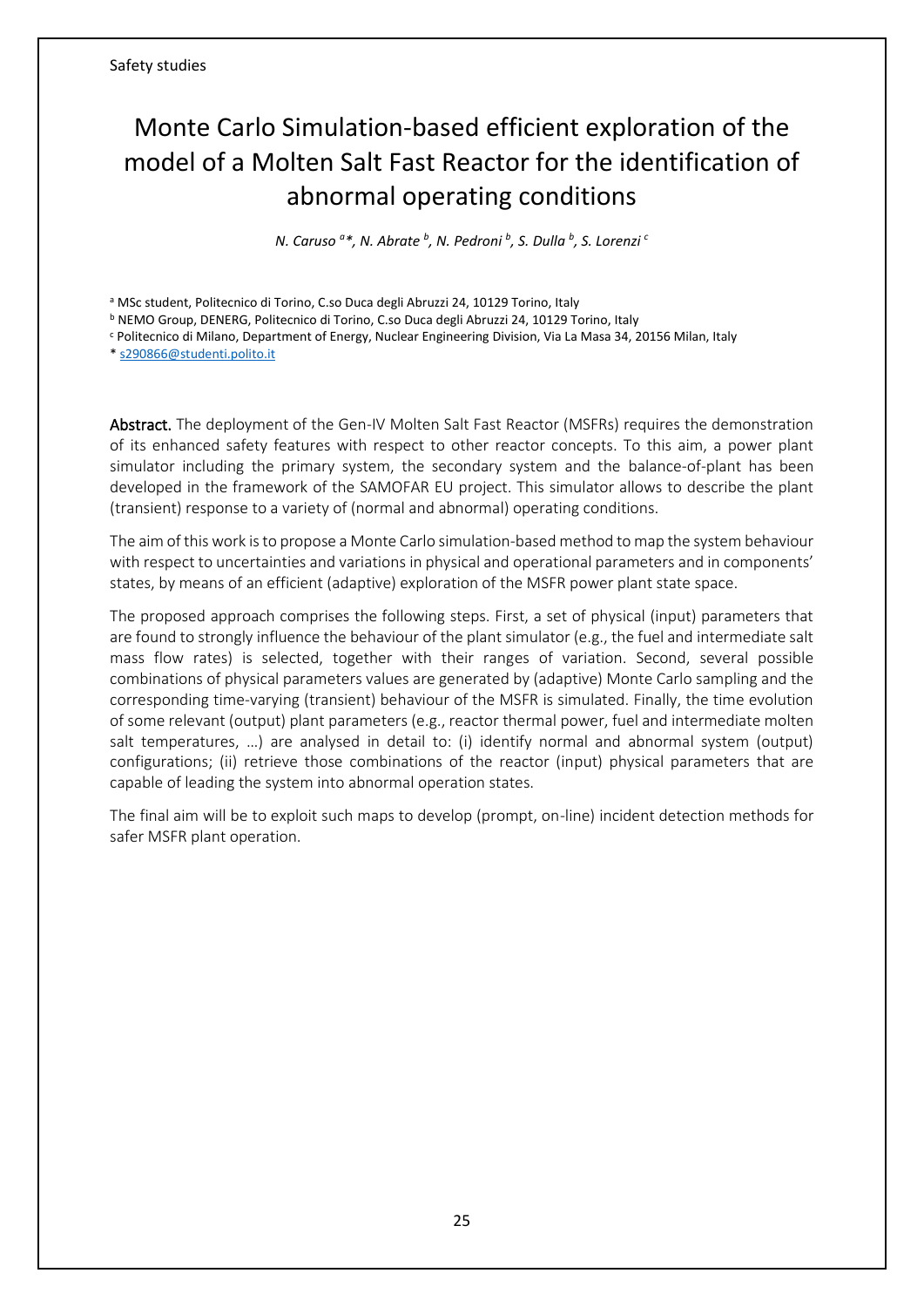# Monte Carlo Simulation-based efficient exploration of the model of a Molten Salt Fast Reactor for the identification of abnormal operating conditions

*N. Caruso [a]\*, N. Abrate [b], N. Pedroni [b], S. Dulla [b], S. Lorenzi [c]*

[a] MSc student, Politecnico di Torino, C.so Duca degli Abruzzi 24, 10129 Torino, Italy

[b] NEMO Group, DENERG, Politecnico di Torino, C.so Duca degli Abruzzi 24, 10129 Torino, Italy

[c] Politecnico di Milano, Department of Energy, Nuclear Engineering Division, Via La Masa 34, 20156 Milan, Italy

\* s290866@studenti.polito.it

**Abstract.** The deployment of the Gen-IV Molten Salt Fast Reactor (MSFRs) requires the demonstration of its enhanced safety features with respect to other reactor concepts. To this aim, a power plant simulator including the primary system, the secondary system and the balance-of-plant has been developed in the framework of the SAMOFAR EU project. This simulator allows to describe the plant (transient) response to a variety of (normal and abnormal) operating conditions.

The aim of this work is to propose a Monte Carlo simulation-based method to map the system behaviour with respect to uncertainties and variations in physical and operational parameters and in components' states, by means of an efficient (adaptive) exploration of the MSFR power plant state space.

The proposed approach comprises the following steps. First, a set of physical (input) parameters that are found to strongly influence the behaviour of the plant simulator (e.g., the fuel and intermediate salt mass flow rates) is selected, together with their ranges of variation. Second, several possible combinations of physical parameters values are generated by (adaptive) Monte Carlo sampling and the corresponding time-varying (transient) behaviour of the MSFR is simulated. Finally, the time evolution of some relevant (output) plant parameters (e.g., reactor thermal power, fuel and intermediate molten salt temperatures, …) are analysed in detail to: (i) identify normal and abnormal system (output) configurations; (ii) retrieve those combinations of the reactor (input) physical parameters that are capable of leading the system into abnormal operation states.

The final aim will be to exploit such maps to develop (prompt, on-line) incident detection methods for safer MSFR plant operation.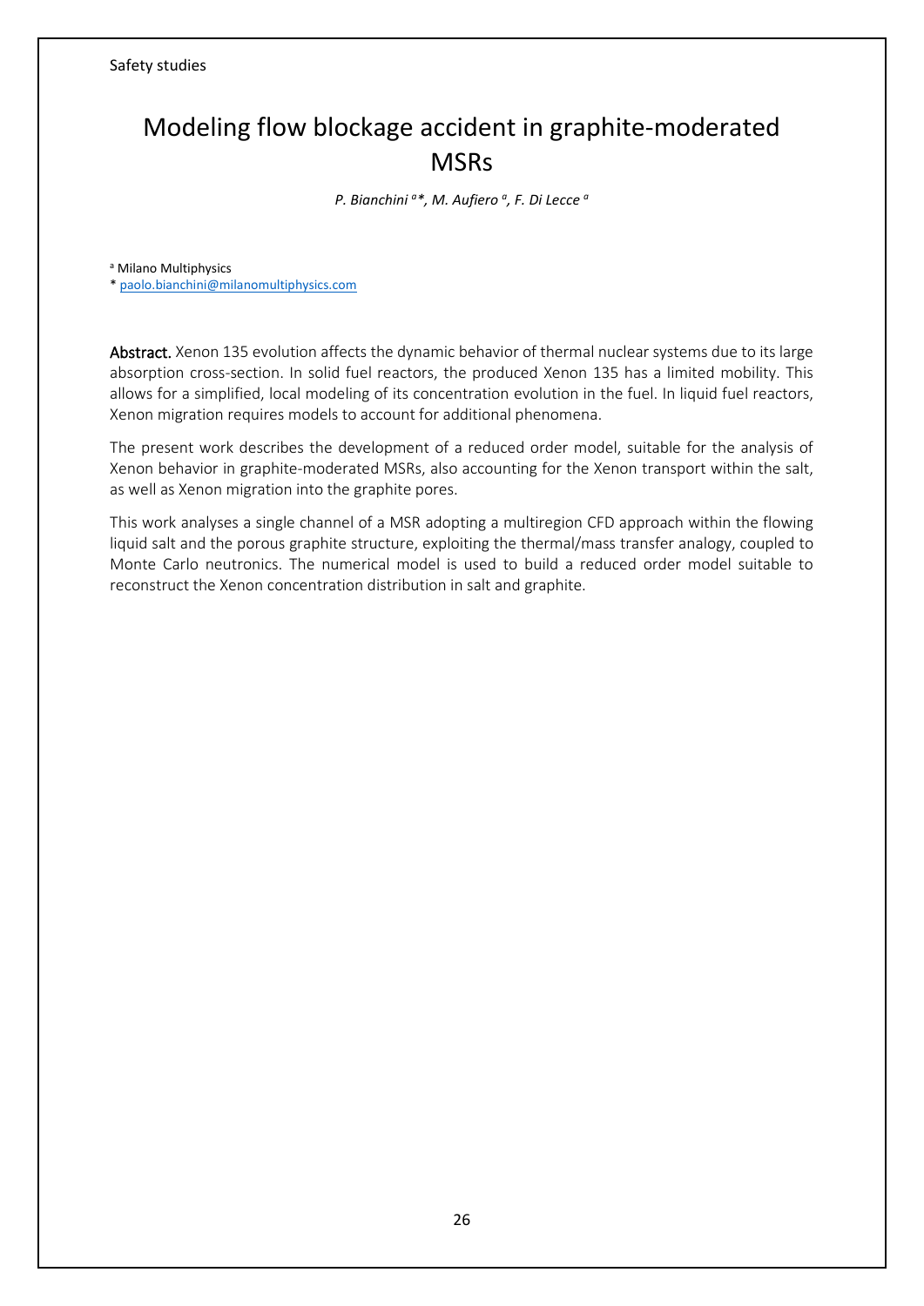# Modeling flow blockage accident in graphite-moderated MSRs

*P. Bianchini [a]\*, M. Aufiero [a], F. Di Lecce [a]*

[a] Milano Multiphysics

\* paolo.bianchini@milanomultiphysics.com

**Abstract.** Xenon 135 evolution affects the dynamic behavior of thermal nuclear systems due to its large absorption cross-section. In solid fuel reactors, the produced Xenon 135 has a limited mobility. This allows for a simplified, local modeling of its concentration evolution in the fuel. In liquid fuel reactors, Xenon migration requires models to account for additional phenomena.

The present work describes the development of a reduced order model, suitable for the analysis of Xenon behavior in graphite-moderated MSRs, also accounting for the Xenon transport within the salt, as well as Xenon migration into the graphite pores.

This work analyses a single channel of a MSR adopting a multiregion CFD approach within the flowing liquid salt and the porous graphite structure, exploiting the thermal/mass transfer analogy, coupled to Monte Carlo neutronics. The numerical model is used to build a reduced order model suitable to reconstruct the Xenon concentration distribution in salt and graphite.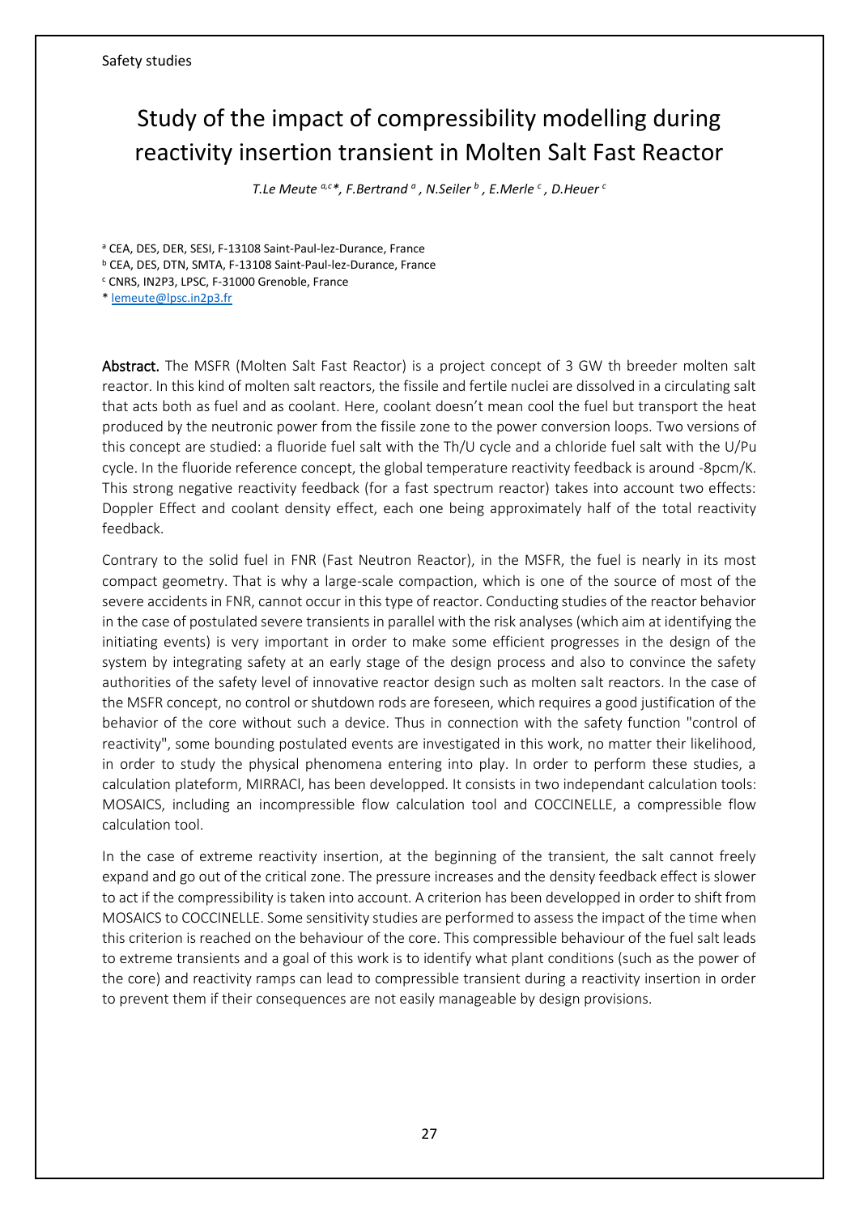Safety studies

# Study of the impact of compressibility modelling during reactivity insertion transient in Molten Salt Fast Reactor

*T.Le Meute [a,c]\*, F.Bertrand [a], N.Seiler [b], E.Merle [c], D.Heuer [c]*

[a] CEA, DES, DER, SESI, F-13108 Saint-Paul-lez-Durance, France
[b] CEA, DES, DTN, SMTA, F-13108 Saint-Paul-lez-Durance, France
[c] CNRS, IN2P3, LPSC, F-31000 Grenoble, France
\* lemeute@lpsc.in2p3.fr

**Abstract.** The MSFR (Molten Salt Fast Reactor) is a project concept of 3 GW th breeder molten salt reactor. In this kind of molten salt reactors, the fissile and fertile nuclei are dissolved in a circulating salt that acts both as fuel and as coolant. Here, coolant doesn't mean cool the fuel but transport the heat produced by the neutronic power from the fissile zone to the power conversion loops. Two versions of this concept are studied: a fluoride fuel salt with the Th/U cycle and a chloride fuel salt with the U/Pu cycle. In the fluoride reference concept, the global temperature reactivity feedback is around -8pcm/K. This strong negative reactivity feedback (for a fast spectrum reactor) takes into account two effects: Doppler Effect and coolant density effect, each one being approximately half of the total reactivity feedback.

Contrary to the solid fuel in FNR (Fast Neutron Reactor), in the MSFR, the fuel is nearly in its most compact geometry. That is why a large-scale compaction, which is one of the source of most of the severe accidents in FNR, cannot occur in this type of reactor. Conducting studies of the reactor behavior in the case of postulated severe transients in parallel with the risk analyses (which aim at identifying the initiating events) is very important in order to make some efficient progresses in the design of the system by integrating safety at an early stage of the design process and also to convince the safety authorities of the safety level of innovative reactor design such as molten salt reactors. In the case of the MSFR concept, no control or shutdown rods are foreseen, which requires a good justification of the behavior of the core without such a device. Thus in connection with the safety function "control of reactivity", some bounding postulated events are investigated in this work, no matter their likelihood, in order to study the physical phenomena entering into play. In order to perform these studies, a calculation plateform, MIRRACl, has been developped. It consists in two independant calculation tools: MOSAICS, including an incompressible flow calculation tool and COCCINELLE, a compressible flow calculation tool.

In the case of extreme reactivity insertion, at the beginning of the transient, the salt cannot freely expand and go out of the critical zone. The pressure increases and the density feedback effect is slower to act if the compressibility is taken into account. A criterion has been developped in order to shift from MOSAICS to COCCINELLE. Some sensitivity studies are performed to assess the impact of the time when this criterion is reached on the behaviour of the core. This compressible behaviour of the fuel salt leads to extreme transients and a goal of this work is to identify what plant conditions (such as the power of the core) and reactivity ramps can lead to compressible transient during a reactivity insertion in order to prevent them if their consequences are not easily manageable by design provisions.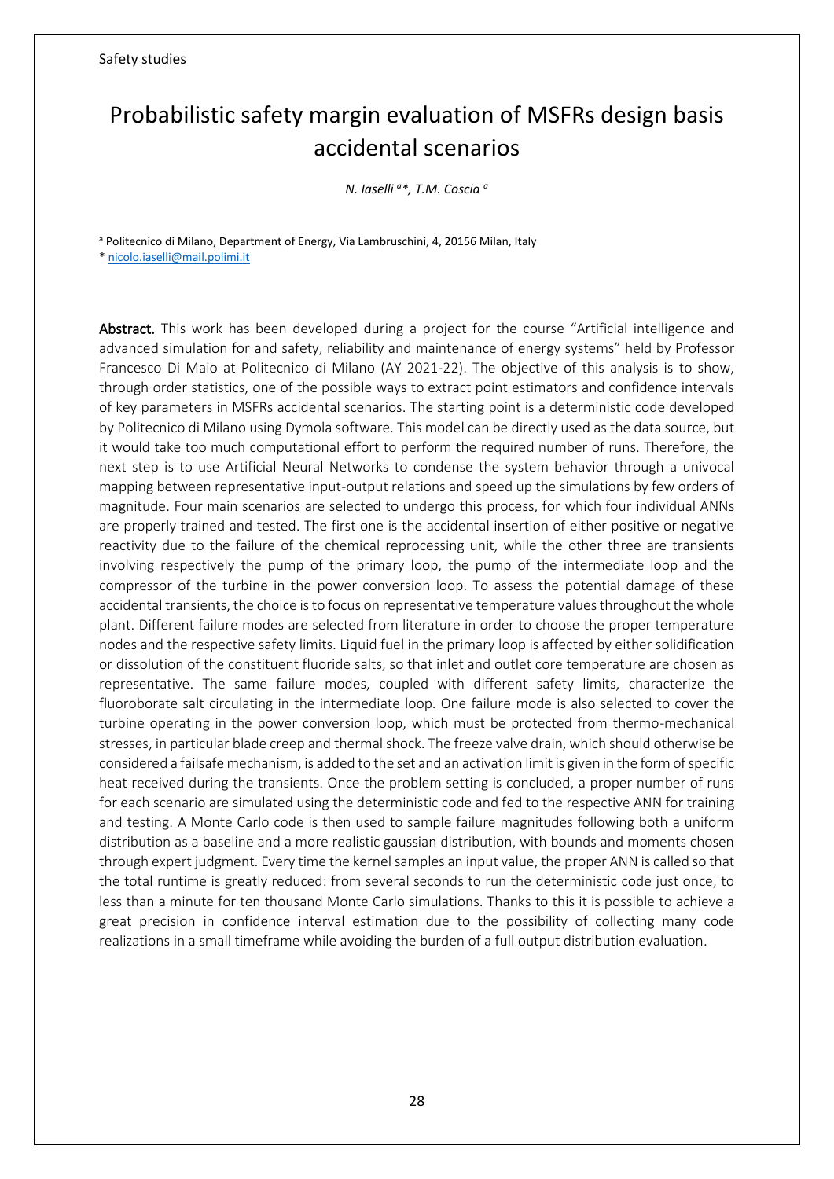# Probabilistic safety margin evaluation of MSFRs design basis accidental scenarios

*N. Iaselli [a]\*, T.M. Coscia [a]*

[a] Politecnico di Milano, Department of Energy, Via Lambruschini, 4, 20156 Milan, Italy

\* nicolo.iaselli@mail.polimi.it

**Abstract.** This work has been developed during a project for the course "Artificial intelligence and advanced simulation for and safety, reliability and maintenance of energy systems" held by Professor Francesco Di Maio at Politecnico di Milano (AY 2021-22). The objective of this analysis is to show, through order statistics, one of the possible ways to extract point estimators and confidence intervals of key parameters in MSFRs accidental scenarios. The starting point is a deterministic code developed by Politecnico di Milano using Dymola software. This model can be directly used as the data source, but it would take too much computational effort to perform the required number of runs. Therefore, the next step is to use Artificial Neural Networks to condense the system behavior through a univocal mapping between representative input-output relations and speed up the simulations by few orders of magnitude. Four main scenarios are selected to undergo this process, for which four individual ANNs are properly trained and tested. The first one is the accidental insertion of either positive or negative reactivity due to the failure of the chemical reprocessing unit, while the other three are transients involving respectively the pump of the primary loop, the pump of the intermediate loop and the compressor of the turbine in the power conversion loop. To assess the potential damage of these accidental transients, the choice is to focus on representative temperature values throughout the whole plant. Different failure modes are selected from literature in order to choose the proper temperature nodes and the respective safety limits. Liquid fuel in the primary loop is affected by either solidification or dissolution of the constituent fluoride salts, so that inlet and outlet core temperature are chosen as representative. The same failure modes, coupled with different safety limits, characterize the fluoroborate salt circulating in the intermediate loop. One failure mode is also selected to cover the turbine operating in the power conversion loop, which must be protected from thermo-mechanical stresses, in particular blade creep and thermal shock. The freeze valve drain, which should otherwise be considered a failsafe mechanism, is added to the set and an activation limit is given in the form of specific heat received during the transients. Once the problem setting is concluded, a proper number of runs for each scenario are simulated using the deterministic code and fed to the respective ANN for training and testing. A Monte Carlo code is then used to sample failure magnitudes following both a uniform distribution as a baseline and a more realistic gaussian distribution, with bounds and moments chosen through expert judgment. Every time the kernel samples an input value, the proper ANN is called so that the total runtime is greatly reduced: from several seconds to run the deterministic code just once, to less than a minute for ten thousand Monte Carlo simulations. Thanks to this it is possible to achieve a great precision in confidence interval estimation due to the possibility of collecting many code realizations in a small timeframe while avoiding the burden of a full output distribution evaluation.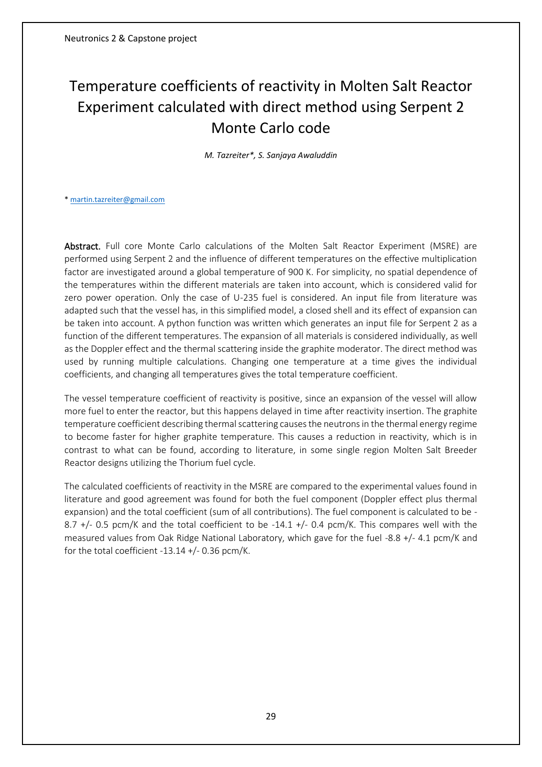# Temperature coefficients of reactivity in Molten Salt Reactor Experiment calculated with direct method using Serpent 2 Monte Carlo code

*M. Tazreiter\*, S. Sanjaya Awaluddin*

\* martin.tazreiter@gmail.com

**Abstract.** Full core Monte Carlo calculations of the Molten Salt Reactor Experiment (MSRE) are performed using Serpent 2 and the influence of different temperatures on the effective multiplication factor are investigated around a global temperature of 900 K. For simplicity, no spatial dependence of the temperatures within the different materials are taken into account, which is considered valid for zero power operation. Only the case of U-235 fuel is considered. An input file from literature was adapted such that the vessel has, in this simplified model, a closed shell and its effect of expansion can be taken into account. A python function was written which generates an input file for Serpent 2 as a function of the different temperatures. The expansion of all materials is considered individually, as well as the Doppler effect and the thermal scattering inside the graphite moderator. The direct method was used by running multiple calculations. Changing one temperature at a time gives the individual coefficients, and changing all temperatures gives the total temperature coefficient.

The vessel temperature coefficient of reactivity is positive, since an expansion of the vessel will allow more fuel to enter the reactor, but this happens delayed in time after reactivity insertion. The graphite temperature coefficient describing thermal scattering causes the neutrons in the thermal energy regime to become faster for higher graphite temperature. This causes a reduction in reactivity, which is in contrast to what can be found, according to literature, in some single region Molten Salt Breeder Reactor designs utilizing the Thorium fuel cycle.

The calculated coefficients of reactivity in the MSRE are compared to the experimental values found in literature and good agreement was found for both the fuel component (Doppler effect plus thermal expansion) and the total coefficient (sum of all contributions). The fuel component is calculated to be -8.7 +/- 0.5 pcm/K and the total coefficient to be -14.1 +/- 0.4 pcm/K. This compares well with the measured values from Oak Ridge National Laboratory, which gave for the fuel -8.8 +/- 4.1 pcm/K and for the total coefficient -13.14 +/- 0.36 pcm/K.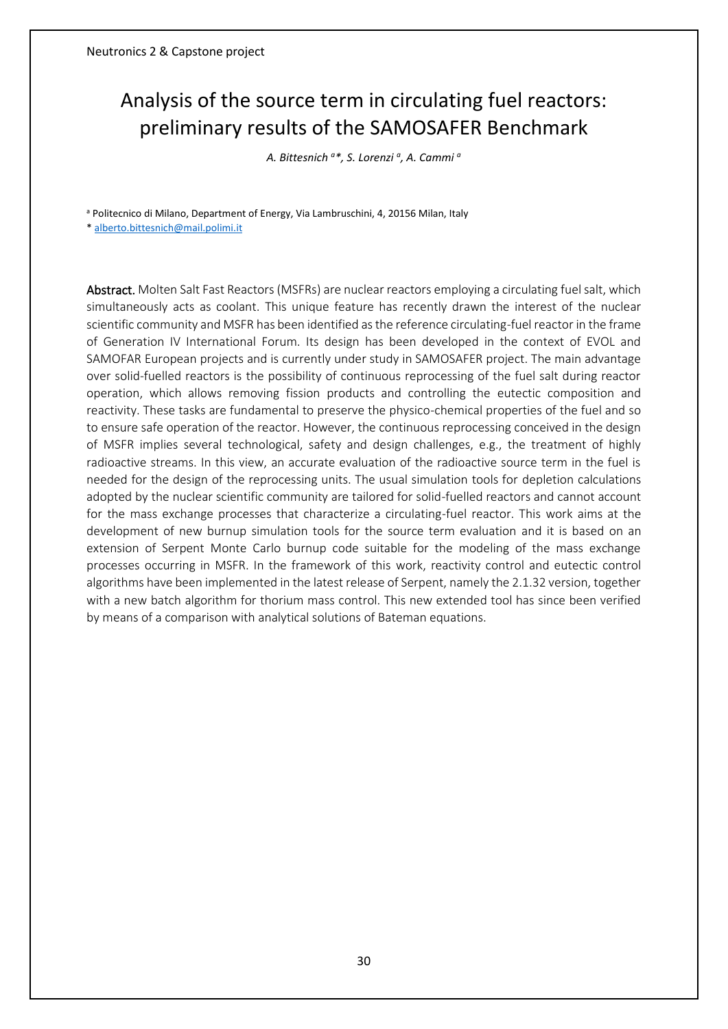# Analysis of the source term in circulating fuel reactors: preliminary results of the SAMOSAFER Benchmark

*A. Bittesnich [a]*, S. Lorenzi [a], A. Cammi [a]*

[a] Politecnico di Milano, Department of Energy, Via Lambruschini, 4, 20156 Milan, Italy

* alberto.bittesnich@mail.polimi.it

**Abstract.** Molten Salt Fast Reactors (MSFRs) are nuclear reactors employing a circulating fuel salt, which simultaneously acts as coolant. This unique feature has recently drawn the interest of the nuclear scientific community and MSFR has been identified as the reference circulating-fuel reactor in the frame of Generation IV International Forum. Its design has been developed in the context of EVOL and SAMOFAR European projects and is currently under study in SAMOSAFER project. The main advantage over solid-fuelled reactors is the possibility of continuous reprocessing of the fuel salt during reactor operation, which allows removing fission products and controlling the eutectic composition and reactivity. These tasks are fundamental to preserve the physico-chemical properties of the fuel and so to ensure safe operation of the reactor. However, the continuous reprocessing conceived in the design of MSFR implies several technological, safety and design challenges, e.g., the treatment of highly radioactive streams. In this view, an accurate evaluation of the radioactive source term in the fuel is needed for the design of the reprocessing units. The usual simulation tools for depletion calculations adopted by the nuclear scientific community are tailored for solid-fuelled reactors and cannot account for the mass exchange processes that characterize a circulating-fuel reactor. This work aims at the development of new burnup simulation tools for the source term evaluation and it is based on an extension of Serpent Monte Carlo burnup code suitable for the modeling of the mass exchange processes occurring in MSFR. In the framework of this work, reactivity control and eutectic control algorithms have been implemented in the latest release of Serpent, namely the 2.1.32 version, together with a new batch algorithm for thorium mass control. This new extended tool has since been verified by means of a comparison with analytical solutions of Bateman equations.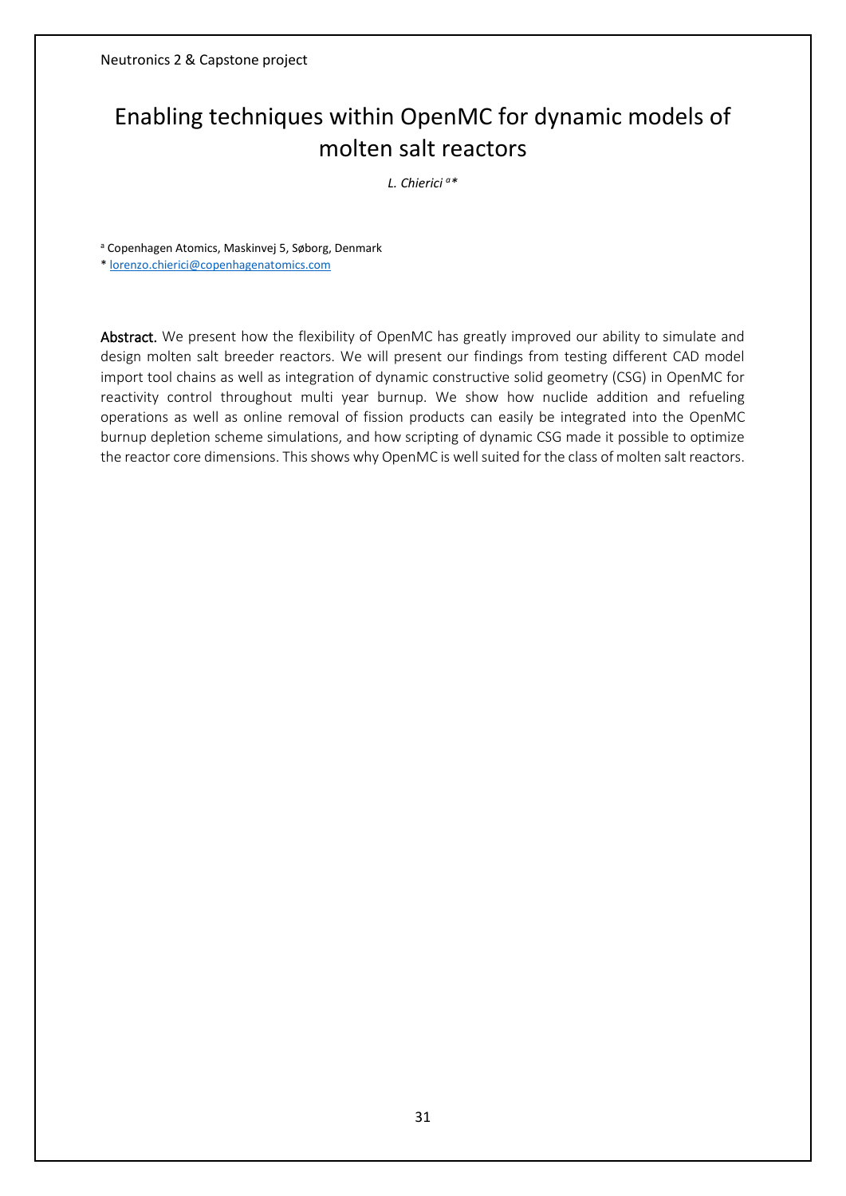# Enabling techniques within OpenMC for dynamic models of molten salt reactors

*L. Chierici [a]**

[a] Copenhagen Atomics, Maskinvej 5, Søborg, Denmark

* lorenzo.chierici@copenhagenatomics.com

**Abstract.** We present how the flexibility of OpenMC has greatly improved our ability to simulate and design molten salt breeder reactors. We will present our findings from testing different CAD model import tool chains as well as integration of dynamic constructive solid geometry (CSG) in OpenMC for reactivity control throughout multi year burnup. We show how nuclide addition and refueling operations as well as online removal of fission products can easily be integrated into the OpenMC burnup depletion scheme simulations, and how scripting of dynamic CSG made it possible to optimize the reactor core dimensions. This shows why OpenMC is well suited for the class of molten salt reactors.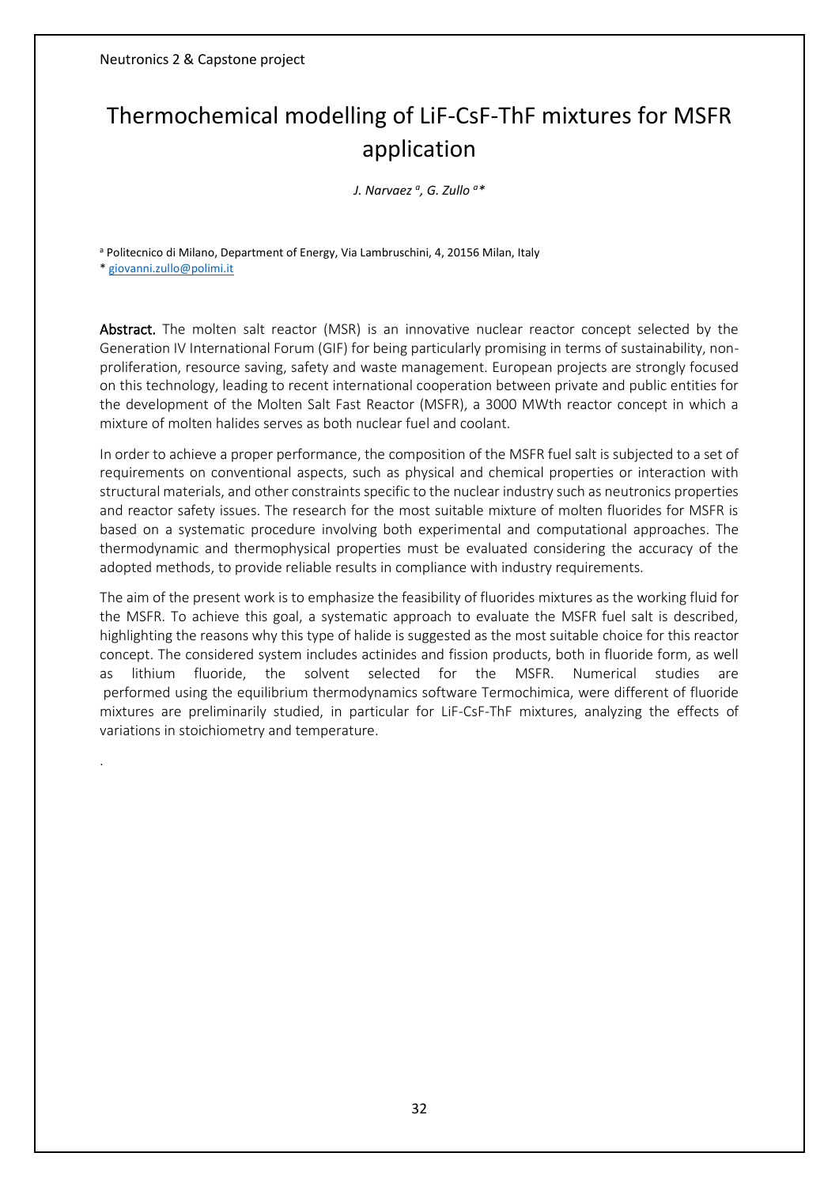# Thermochemical modelling of LiF-CsF-ThF mixtures for MSFR application

*J. Narvaez [a], G. Zullo [a]**

[a] Politecnico di Milano, Department of Energy, Via Lambruschini, 4, 20156 Milan, Italy

* giovanni.zullo@polimi.it

**Abstract.** The molten salt reactor (MSR) is an innovative nuclear reactor concept selected by the Generation IV International Forum (GIF) for being particularly promising in terms of sustainability, non-proliferation, resource saving, safety and waste management. European projects are strongly focused on this technology, leading to recent international cooperation between private and public entities for the development of the Molten Salt Fast Reactor (MSFR), a 3000 MWth reactor concept in which a mixture of molten halides serves as both nuclear fuel and coolant.

In order to achieve a proper performance, the composition of the MSFR fuel salt is subjected to a set of requirements on conventional aspects, such as physical and chemical properties or interaction with structural materials, and other constraints specific to the nuclear industry such as neutronics properties and reactor safety issues. The research for the most suitable mixture of molten fluorides for MSFR is based on a systematic procedure involving both experimental and computational approaches. The thermodynamic and thermophysical properties must be evaluated considering the accuracy of the adopted methods, to provide reliable results in compliance with industry requirements.

The aim of the present work is to emphasize the feasibility of fluorides mixtures as the working fluid for the MSFR. To achieve this goal, a systematic approach to evaluate the MSFR fuel salt is described, highlighting the reasons why this type of halide is suggested as the most suitable choice for this reactor concept. The considered system includes actinides and fission products, both in fluoride form, as well as lithium fluoride, the solvent selected for the MSFR. Numerical studies are performed using the equilibrium thermodynamics software Termochimica, were different of fluoride mixtures are preliminarily studied, in particular for LiF-CsF-ThF mixtures, analyzing the effects of variations in stoichiometry and temperature.

.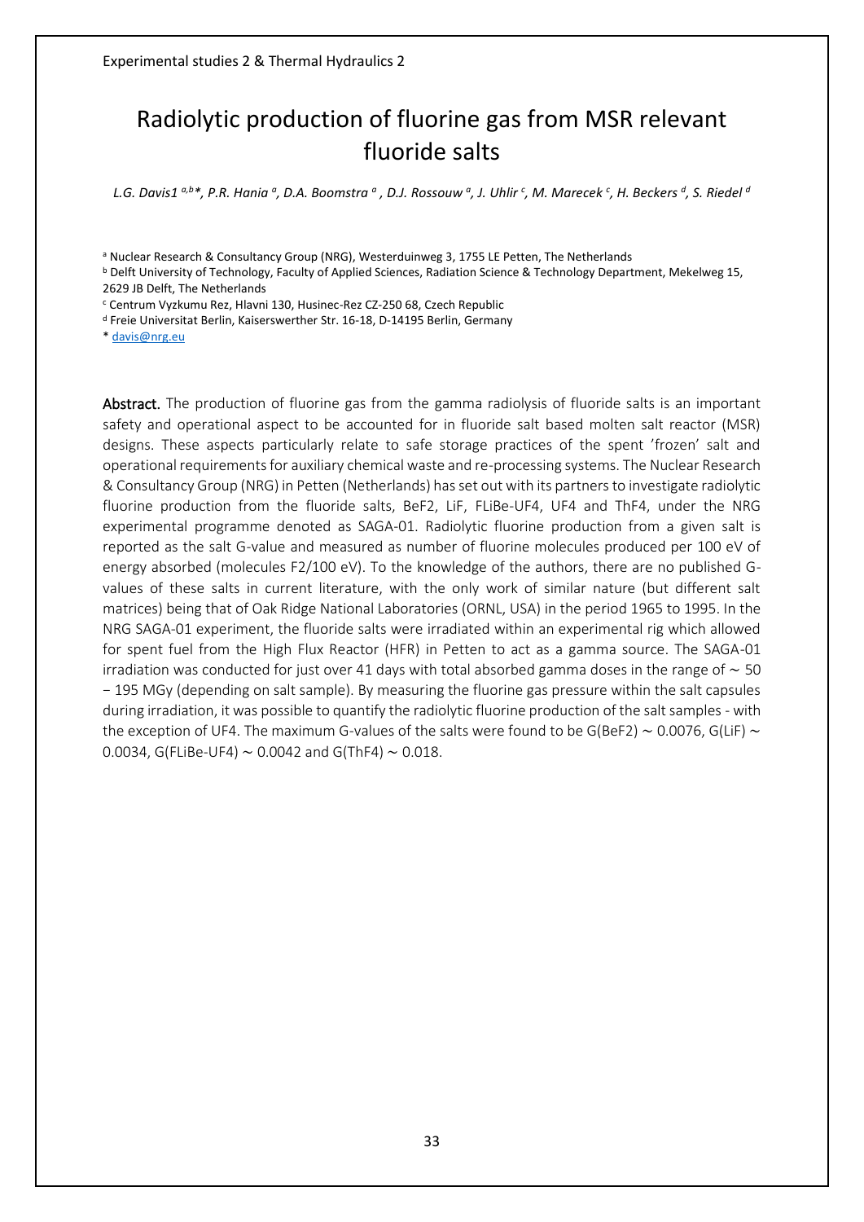# Radiolytic production of fluorine gas from MSR relevant fluoride salts

*L.G. Davis1 [a,b]*, P.R. Hania [a], D.A. Boomstra [a], D.J. Rossouw [a], J. Uhlir [c], M. Marecek [c], H. Beckers [d], S. Riedel [d]*

[a] Nuclear Research & Consultancy Group (NRG), Westerduinweg 3, 1755 LE Petten, The Netherlands

[b] Delft University of Technology, Faculty of Applied Sciences, Radiation Science & Technology Department, Mekelweg 15, 2629 JB Delft, The Netherlands

[c] Centrum Vyzkumu Rez, Hlavni 130, Husinec-Rez CZ-250 68, Czech Republic

[d] Freie Universitat Berlin, Kaiserswerther Str. 16-18, D-14195 Berlin, Germany

* davis@nrg.eu

**Abstract.** The production of fluorine gas from the gamma radiolysis of fluoride salts is an important safety and operational aspect to be accounted for in fluoride salt based molten salt reactor (MSR) designs. These aspects particularly relate to safe storage practices of the spent 'frozen' salt and operational requirements for auxiliary chemical waste and re-processing systems. The Nuclear Research & Consultancy Group (NRG) in Petten (Netherlands) has set out with its partners to investigate radiolytic fluorine production from the fluoride salts, $BeF_2$, LiF, FLiBe-$UF_4$, $UF_4$ and $ThF_4$, under the NRG experimental programme denoted as SAGA-01. Radiolytic fluorine production from a given salt is reported as the salt G-value and measured as number of fluorine molecules produced per 100 eV of energy absorbed (molecules $F_2$/100 eV). To the knowledge of the authors, there are no published G-values of these salts in current literature, with the only work of similar nature (but different salt matrices) being that of Oak Ridge National Laboratories (ORNL, USA) in the period 1965 to 1995. In the NRG SAGA-01 experiment, the fluoride salts were irradiated within an experimental rig which allowed for spent fuel from the High Flux Reactor (HFR) in Petten to act as a gamma source. The SAGA-01 irradiation was conducted for just over 41 days with total absorbed gamma doses in the range of $\sim 50 - 195$ MGy (depending on salt sample). By measuring the fluorine gas pressure within the salt capsules during irradiation, it was possible to quantify the radiolytic fluorine production of the salt samples - with the exception of $UF_4$. The maximum G-values of the salts were found to be $G(BeF_2) \sim 0.0076$, $G(LiF) \sim 0.0034$, $G(FLiBe\text{-}UF_4) \sim 0.0042$ and $G(ThF_4) \sim 0.018$.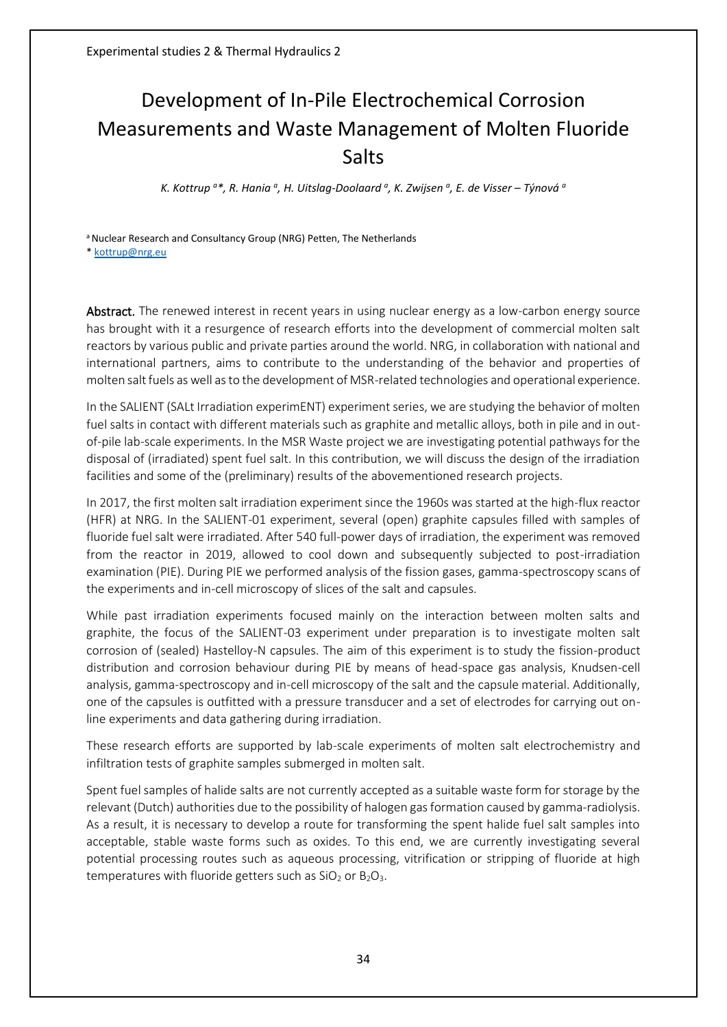# Development of In-Pile Electrochemical Corrosion Measurements and Waste Management of Molten Fluoride Salts

*K. Kottrup [a]\*, R. Hania [a], H. Uitslag-Doolaard [a], K. Zwijsen [a], E. de Visser – Týnová [a]*

[a] Nuclear Research and Consultancy Group (NRG) Petten, The Netherlands

\* kottrup@nrg.eu

**Abstract.** The renewed interest in recent years in using nuclear energy as a low-carbon energy source has brought with it a resurgence of research efforts into the development of commercial molten salt reactors by various public and private parties around the world. NRG, in collaboration with national and international partners, aims to contribute to the understanding of the behavior and properties of molten salt fuels as well as to the development of MSR-related technologies and operational experience.

In the SALIENT (SALt Irradiation experimENT) experiment series, we are studying the behavior of molten fuel salts in contact with different materials such as graphite and metallic alloys, both in pile and in out-of-pile lab-scale experiments. In the MSR Waste project we are investigating potential pathways for the disposal of (irradiated) spent fuel salt. In this contribution, we will discuss the design of the irradiation facilities and some of the (preliminary) results of the abovementioned research projects.

In 2017, the first molten salt irradiation experiment since the 1960s was started at the high-flux reactor (HFR) at NRG. In the SALIENT-01 experiment, several (open) graphite capsules filled with samples of fluoride fuel salt were irradiated. After 540 full-power days of irradiation, the experiment was removed from the reactor in 2019, allowed to cool down and subsequently subjected to post-irradiation examination (PIE). During PIE we performed analysis of the fission gases, gamma-spectroscopy scans of the experiments and in-cell microscopy of slices of the salt and capsules.

While past irradiation experiments focused mainly on the interaction between molten salts and graphite, the focus of the SALIENT-03 experiment under preparation is to investigate molten salt corrosion of (sealed) Hastelloy-N capsules. The aim of this experiment is to study the fission-product distribution and corrosion behaviour during PIE by means of head-space gas analysis, Knudsen-cell analysis, gamma-spectroscopy and in-cell microscopy of the salt and the capsule material. Additionally, one of the capsules is outfitted with a pressure transducer and a set of electrodes for carrying out on-line experiments and data gathering during irradiation.

These research efforts are supported by lab-scale experiments of molten salt electrochemistry and infiltration tests of graphite samples submerged in molten salt.

Spent fuel samples of halide salts are not currently accepted as a suitable waste form for storage by the relevant (Dutch) authorities due to the possibility of halogen gas formation caused by gamma-radiolysis. As a result, it is necessary to develop a route for transforming the spent halide fuel salt samples into acceptable, stable waste forms such as oxides. To this end, we are currently investigating several potential processing routes such as aqueous processing, vitrification or stripping of fluoride at high temperatures with fluoride getters such as $SiO_2$ or $B_2O_3$.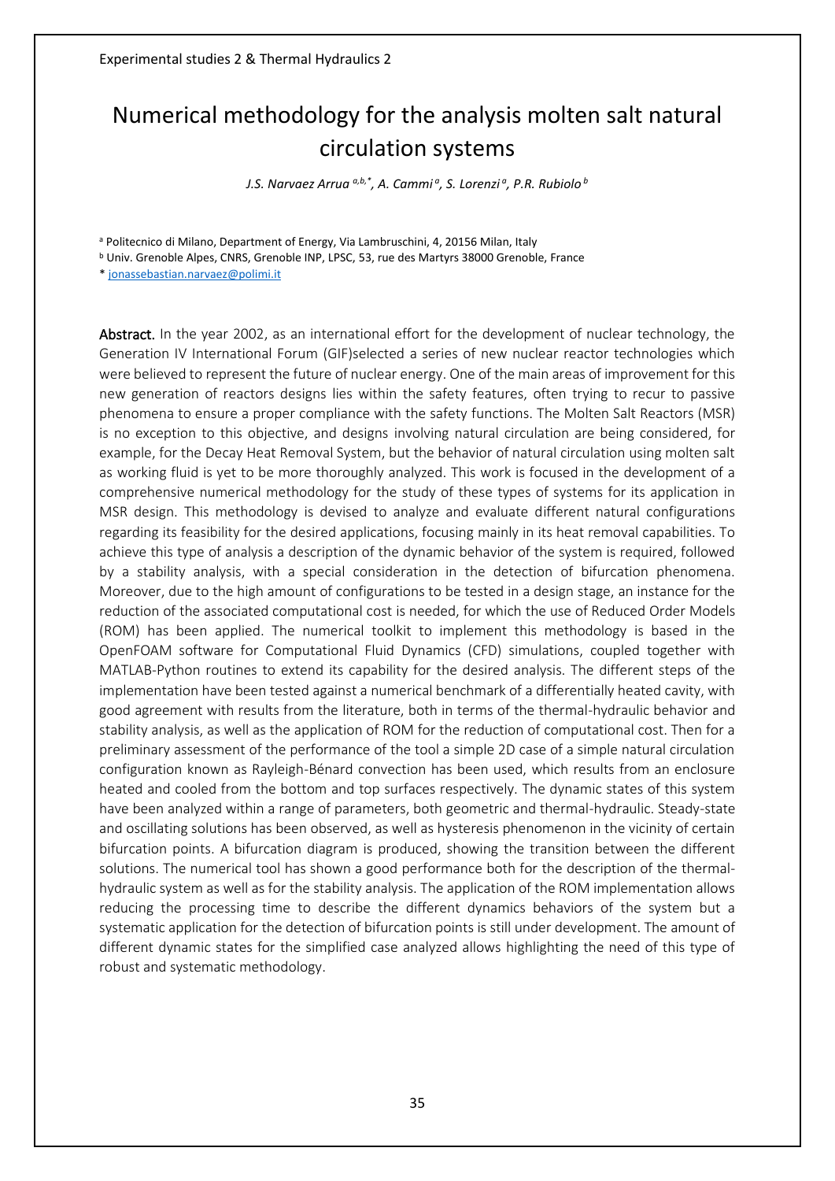# Numerical methodology for the analysis molten salt natural circulation systems

*J.S. Narvaez Arrua [a,b,*], A. Cammi [a], S. Lorenzi [a], P.R. Rubiolo [b]*

[a] Politecnico di Milano, Department of Energy, Via Lambruschini, 4, 20156 Milan, Italy

[b] Univ. Grenoble Alpes, CNRS, Grenoble INP, LPSC, 53, rue des Martyrs 38000 Grenoble, France

* jonassebastian.narvaez@polimi.it

**Abstract.** In the year 2002, as an international effort for the development of nuclear technology, the Generation IV International Forum (GIF)selected a series of new nuclear reactor technologies which were believed to represent the future of nuclear energy. One of the main areas of improvement for this new generation of reactors designs lies within the safety features, often trying to recur to passive phenomena to ensure a proper compliance with the safety functions. The Molten Salt Reactors (MSR) is no exception to this objective, and designs involving natural circulation are being considered, for example, for the Decay Heat Removal System, but the behavior of natural circulation using molten salt as working fluid is yet to be more thoroughly analyzed. This work is focused in the development of a comprehensive numerical methodology for the study of these types of systems for its application in MSR design. This methodology is devised to analyze and evaluate different natural configurations regarding its feasibility for the desired applications, focusing mainly in its heat removal capabilities. To achieve this type of analysis a description of the dynamic behavior of the system is required, followed by a stability analysis, with a special consideration in the detection of bifurcation phenomena. Moreover, due to the high amount of configurations to be tested in a design stage, an instance for the reduction of the associated computational cost is needed, for which the use of Reduced Order Models (ROM) has been applied. The numerical toolkit to implement this methodology is based in the OpenFOAM software for Computational Fluid Dynamics (CFD) simulations, coupled together with MATLAB-Python routines to extend its capability for the desired analysis. The different steps of the implementation have been tested against a numerical benchmark of a differentially heated cavity, with good agreement with results from the literature, both in terms of the thermal-hydraulic behavior and stability analysis, as well as the application of ROM for the reduction of computational cost. Then for a preliminary assessment of the performance of the tool a simple 2D case of a simple natural circulation configuration known as Rayleigh-Bénard convection has been used, which results from an enclosure heated and cooled from the bottom and top surfaces respectively. The dynamic states of this system have been analyzed within a range of parameters, both geometric and thermal-hydraulic. Steady-state and oscillating solutions has been observed, as well as hysteresis phenomenon in the vicinity of certain bifurcation points. A bifurcation diagram is produced, showing the transition between the different solutions. The numerical tool has shown a good performance both for the description of the thermal-hydraulic system as well as for the stability analysis. The application of the ROM implementation allows reducing the processing time to describe the different dynamics behaviors of the system but a systematic application for the detection of bifurcation points is still under development. The amount of different dynamic states for the simplified case analyzed allows highlighting the need of this type of robust and systematic methodology.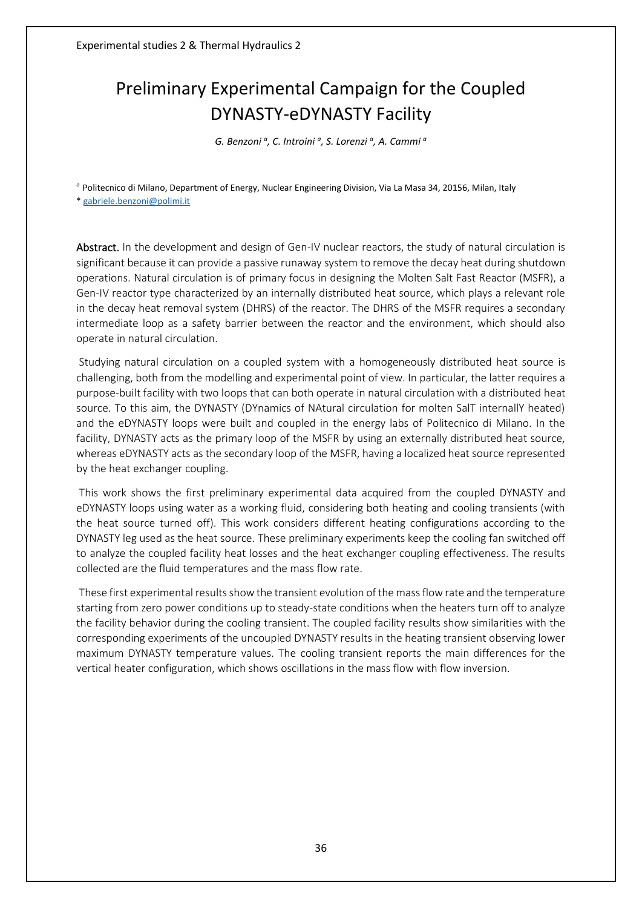# Preliminary Experimental Campaign for the Coupled DYNASTY-eDYNASTY Facility

*G. Benzoni [a], C. Introini [a], S. Lorenzi [a], A. Cammi [a]*

[a] Politecnico di Milano, Department of Energy, Nuclear Engineering Division, Via La Masa 34, 20156, Milan, Italy

* gabriele.benzoni@polimi.it

**Abstract.** In the development and design of Gen-IV nuclear reactors, the study of natural circulation is significant because it can provide a passive runaway system to remove the decay heat during shutdown operations. Natural circulation is of primary focus in designing the Molten Salt Fast Reactor (MSFR), a Gen-IV reactor type characterized by an internally distributed heat source, which plays a relevant role in the decay heat removal system (DHRS) of the reactor. The DHRS of the MSFR requires a secondary intermediate loop as a safety barrier between the reactor and the environment, which should also operate in natural circulation.

Studying natural circulation on a coupled system with a homogeneously distributed heat source is challenging, both from the modelling and experimental point of view. In particular, the latter requires a purpose-built facility with two loops that can both operate in natural circulation with a distributed heat source. To this aim, the DYNASTY (DYnamics of NAtural circulation for molten SalT internallY heated) and the eDYNASTY loops were built and coupled in the energy labs of Politecnico di Milano. In the facility, DYNASTY acts as the primary loop of the MSFR by using an externally distributed heat source, whereas eDYNASTY acts as the secondary loop of the MSFR, having a localized heat source represented by the heat exchanger coupling.

This work shows the first preliminary experimental data acquired from the coupled DYNASTY and eDYNASTY loops using water as a working fluid, considering both heating and cooling transients (with the heat source turned off). This work considers different heating configurations according to the DYNASTY leg used as the heat source. These preliminary experiments keep the cooling fan switched off to analyze the coupled facility heat losses and the heat exchanger coupling effectiveness. The results collected are the fluid temperatures and the mass flow rate.

These first experimental results show the transient evolution of the mass flow rate and the temperature starting from zero power conditions up to steady-state conditions when the heaters turn off to analyze the facility behavior during the cooling transient. The coupled facility results show similarities with the corresponding experiments of the uncoupled DYNASTY results in the heating transient observing lower maximum DYNASTY temperature values. The cooling transient reports the main differences for the vertical heater configuration, which shows oscillations in the mass flow with flow inversion.